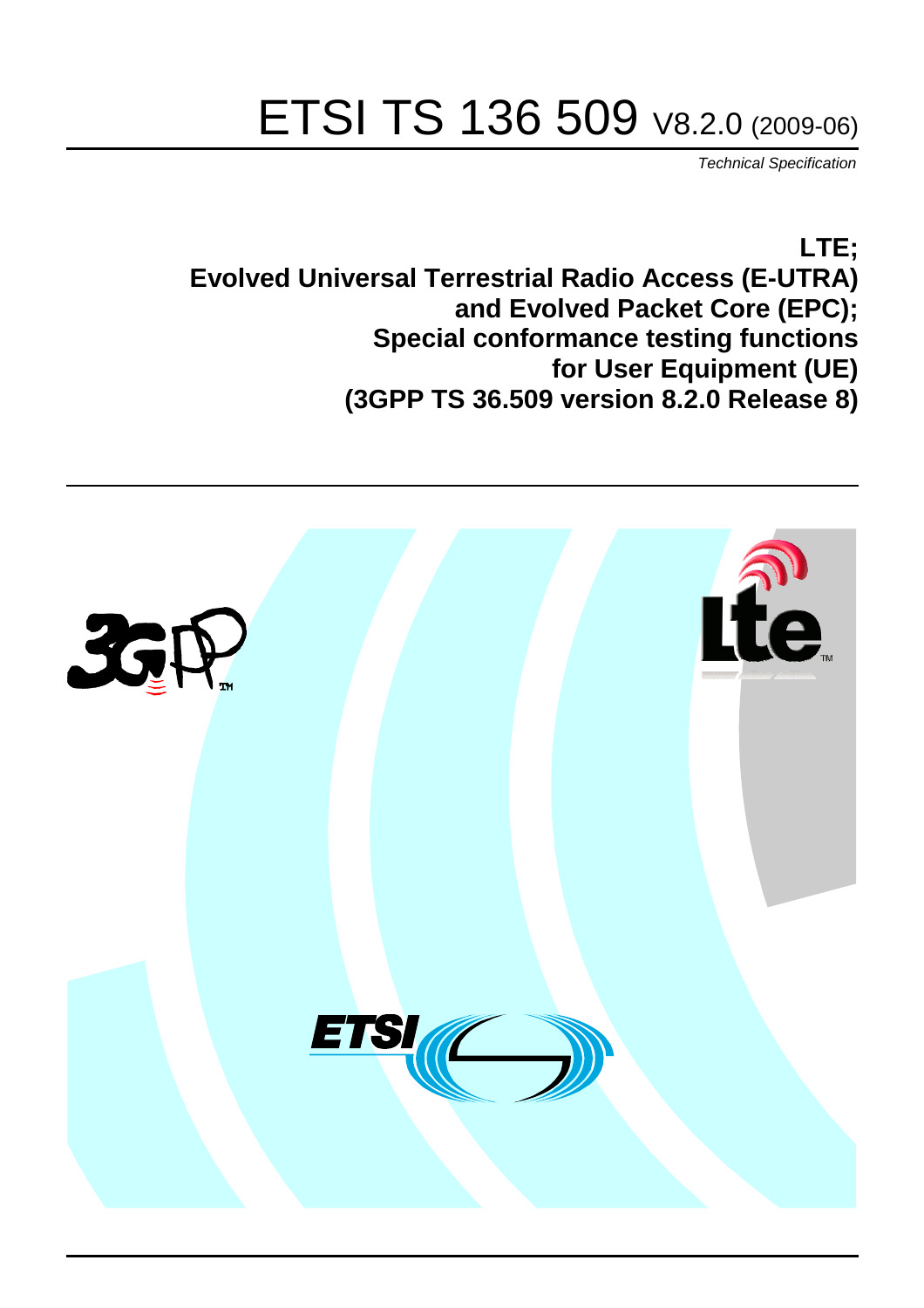# ETSI TS 136 509 V8.2.0 (2009-06)

*Technical Specification*

**LTE;**
**Evolved Universal Terrestrial Radio Access (E-UTRA) and Evolved Packet Core (EPC);**
**Special conformance testing functions for User Equipment (UE)**
**(3GPP TS 36.509 version 8.2.0 Release 8)**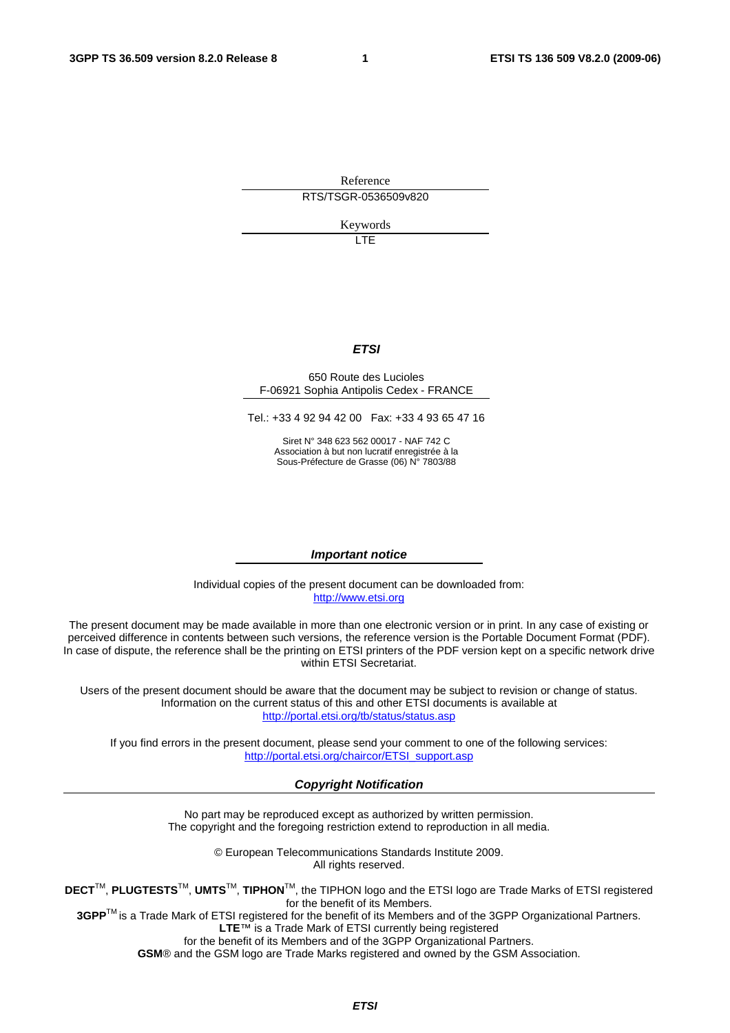Reference

RTS/TSGR-0536509v820

Keywords

LTE

***ETSI***

650 Route des Lucioles
F-06921 Sophia Antipolis Cedex - FRANCE

Tel.: +33 4 92 94 42 00 Fax: +33 4 93 65 47 16

Siret N° 348 623 562 00017 - NAF 742 C
Association à but non lucratif enregistrée à la
Sous-Préfecture de Grasse (06) N° 7803/88

***Important notice***

Individual copies of the present document can be downloaded from:
http://www.etsi.org

The present document may be made available in more than one electronic version or in print. In any case of existing or perceived difference in contents between such versions, the reference version is the Portable Document Format (PDF). In case of dispute, the reference shall be the printing on ETSI printers of the PDF version kept on a specific network drive within ETSI Secretariat.

Users of the present document should be aware that the document may be subject to revision or change of status. Information on the current status of this and other ETSI documents is available at
http://portal.etsi.org/tb/status/status.asp

If you find errors in the present document, please send your comment to one of the following services:
http://portal.etsi.org/chaircor/ETSI_support.asp

***Copyright Notification***

No part may be reproduced except as authorized by written permission.
The copyright and the foregoing restriction extend to reproduction in all media.

© European Telecommunications Standards Institute 2009.
All rights reserved.

**DECT**™, **PLUGTESTS**™, **UMTS**™, **TIPHON**™, the TIPHON logo and the ETSI logo are Trade Marks of ETSI registered for the benefit of its Members.
**3GPP**™ is a Trade Mark of ETSI registered for the benefit of its Members and of the 3GPP Organizational Partners.
**LTE**™ is a Trade Mark of ETSI currently being registered
for the benefit of its Members and of the 3GPP Organizational Partners.
**GSM**® and the GSM logo are Trade Marks registered and owned by the GSM Association.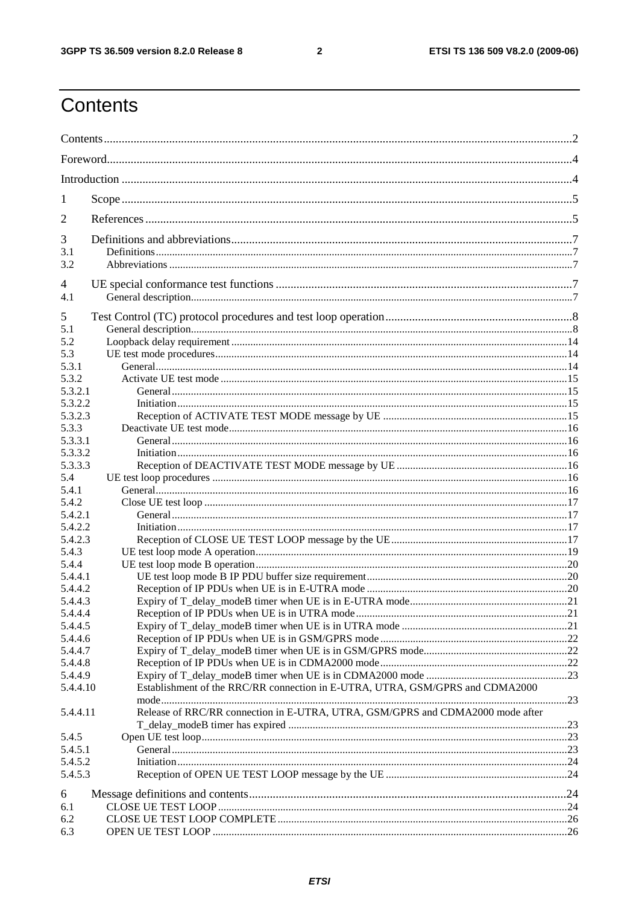# Contents

Contents ..... 2

Foreword ..... 4

Introduction ..... 4

1 Scope ..... 5

2 References ..... 5

3 Definitions and abbreviations ..... 7
3.1 Definitions ..... 7
3.2 Abbreviations ..... 7

4 UE special conformance test functions ..... 7
4.1 General description ..... 7

5 Test Control (TC) protocol procedures and test loop operation ..... 8
5.1 General description ..... 8
5.2 Loopback delay requirement ..... 14
5.3 UE test mode procedures ..... 14
5.3.1 General ..... 14
5.3.2 Activate UE test mode ..... 15
5.3.2.1 General ..... 15
5.3.2.2 Initiation ..... 15
5.3.2.3 Reception of ACTIVATE TEST MODE message by UE ..... 15
5.3.3 Deactivate UE test mode ..... 16
5.3.3.1 General ..... 16
5.3.3.2 Initiation ..... 16
5.3.3.3 Reception of DEACTIVATE TEST MODE message by UE ..... 16
5.4 UE test loop procedures ..... 16
5.4.1 General ..... 16
5.4.2 Close UE test loop ..... 17
5.4.2.1 General ..... 17
5.4.2.2 Initiation ..... 17
5.4.2.3 Reception of CLOSE UE TEST LOOP message by the UE ..... 17
5.4.3 UE test loop mode A operation ..... 19
5.4.4 UE test loop mode B operation ..... 20
5.4.4.1 UE test loop mode B IP PDU buffer size requirement ..... 20
5.4.4.2 Reception of IP PDUs when UE is in E-UTRA mode ..... 20
5.4.4.3 Expiry of T_delay_modeB timer when UE is in E-UTRA mode ..... 21
5.4.4.4 Reception of IP PDUs when UE is in UTRA mode ..... 21
5.4.4.5 Expiry of T_delay_modeB timer when UE is in UTRA mode ..... 21
5.4.4.6 Reception of IP PDUs when UE is in GSM/GPRS mode ..... 22
5.4.4.7 Expiry of T_delay_modeB timer when UE is in GSM/GPRS mode ..... 22
5.4.4.8 Reception of IP PDUs when UE is in CDMA2000 mode ..... 22
5.4.4.9 Expiry of T_delay_modeB timer when UE is in CDMA2000 mode ..... 23
5.4.4.10 Establishment of the RRC/RR connection in E-UTRA, UTRA, GSM/GPRS and CDMA2000 mode ..... 23
5.4.4.11 Release of RRC/RR connection in E-UTRA, UTRA, GSM/GPRS and CDMA2000 mode after T_delay_modeB timer has expired ..... 23
5.4.5 Open UE test loop ..... 23
5.4.5.1 General ..... 23
5.4.5.2 Initiation ..... 24
5.4.5.3 Reception of OPEN UE TEST LOOP message by the UE ..... 24

6 Message definitions and contents ..... 24
6.1 CLOSE UE TEST LOOP ..... 24
6.2 CLOSE UE TEST LOOP COMPLETE ..... 26
6.3 OPEN UE TEST LOOP ..... 26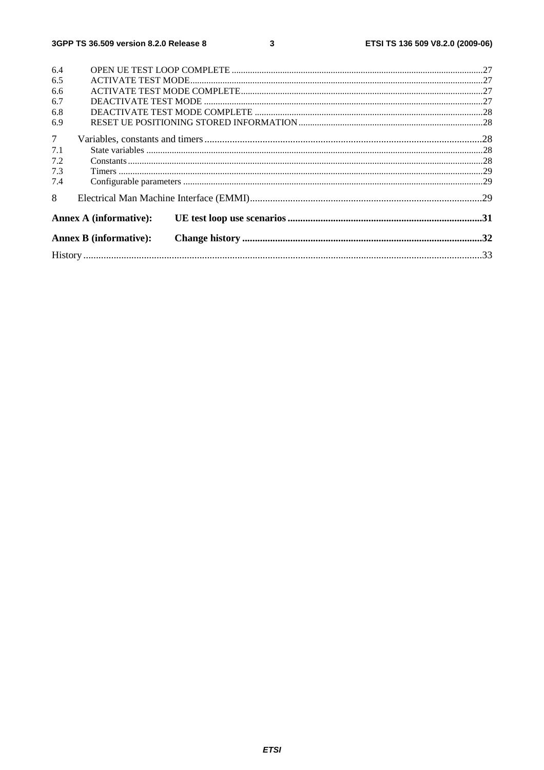6.4 OPEN UE TEST LOOP COMPLETE ........................................................................................................27
6.5 ACTIVATE TEST MODE........................................................................................................................27
6.6 ACTIVATE TEST MODE COMPLETE..................................................................................................27
6.7 DEACTIVATE TEST MODE ..................................................................................................................27
6.8 DEACTIVATE TEST MODE COMPLETE .............................................................................................28
6.9 RESET UE POSITIONING STORED INFORMATION..........................................................................28

7 Variables, constants and timers..............................................................................................................28
7.1 State variables ..........................................................................................................................................28
7.2 Constants..................................................................................................................................................28
7.3 Timers ......................................................................................................................................................29
7.4 Configurable parameters ..........................................................................................................................29

8 Electrical Man Machine Interface (EMMI)............................................................................................29

**Annex A (informative): UE test loop use scenarios ............................................................................31**

**Annex B (informative): Change history ..............................................................................................32**

History ..............................................................................................................................................................33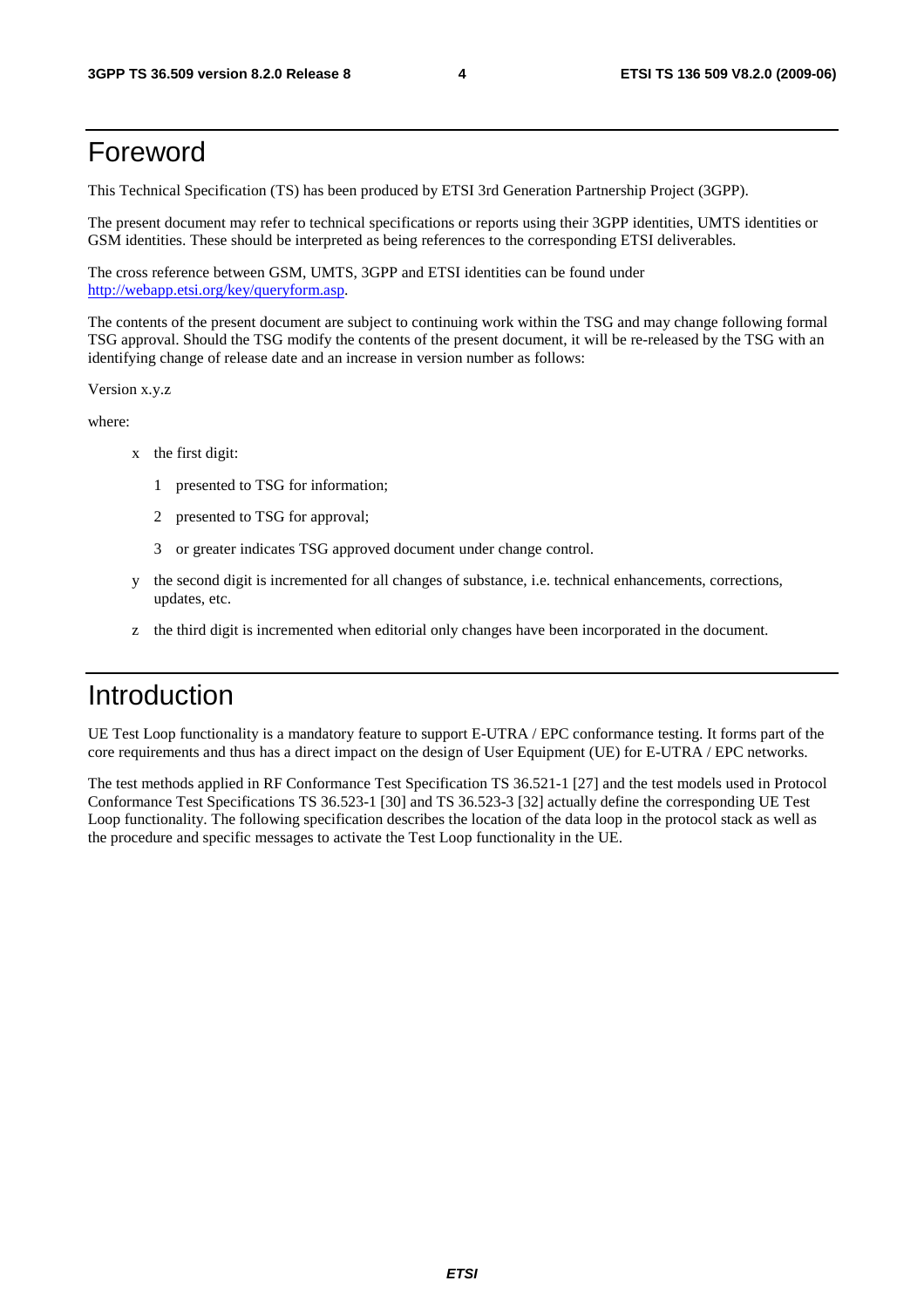# Foreword

This Technical Specification (TS) has been produced by ETSI 3rd Generation Partnership Project (3GPP).

The present document may refer to technical specifications or reports using their 3GPP identities, UMTS identities or GSM identities. These should be interpreted as being references to the corresponding ETSI deliverables.

The cross reference between GSM, UMTS, 3GPP and ETSI identities can be found under http://webapp.etsi.org/key/queryform.asp.

The contents of the present document are subject to continuing work within the TSG and may change following formal TSG approval. Should the TSG modify the contents of the present document, it will be re-released by the TSG with an identifying change of release date and an increase in version number as follows:

Version x.y.z

where:

- x the first digit:
  - 1 presented to TSG for information;
  - 2 presented to TSG for approval;
  - 3 or greater indicates TSG approved document under change control.
- y the second digit is incremented for all changes of substance, i.e. technical enhancements, corrections, updates, etc.
- z the third digit is incremented when editorial only changes have been incorporated in the document.

# Introduction

UE Test Loop functionality is a mandatory feature to support E-UTRA / EPC conformance testing. It forms part of the core requirements and thus has a direct impact on the design of User Equipment (UE) for E-UTRA / EPC networks.

The test methods applied in RF Conformance Test Specification TS 36.521-1 [27] and the test models used in Protocol Conformance Test Specifications TS 36.523-1 [30] and TS 36.523-3 [32] actually define the corresponding UE Test Loop functionality. The following specification describes the location of the data loop in the protocol stack as well as the procedure and specific messages to activate the Test Loop functionality in the UE.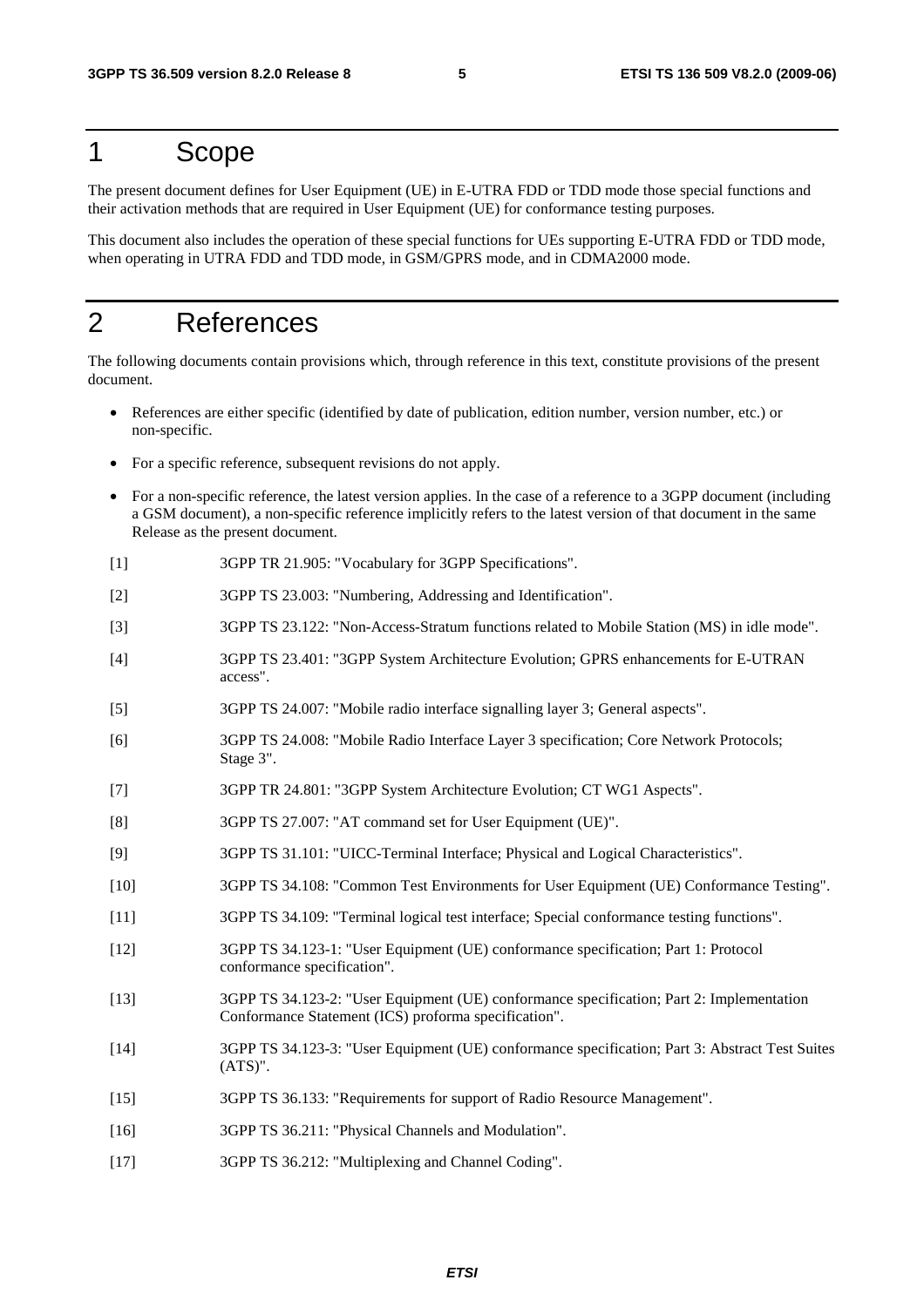# 1 Scope

The present document defines for User Equipment (UE) in E-UTRA FDD or TDD mode those special functions and their activation methods that are required in User Equipment (UE) for conformance testing purposes.

This document also includes the operation of these special functions for UEs supporting E-UTRA FDD or TDD mode, when operating in UTRA FDD and TDD mode, in GSM/GPRS mode, and in CDMA2000 mode.

# 2 References

The following documents contain provisions which, through reference in this text, constitute provisions of the present document.

- References are either specific (identified by date of publication, edition number, version number, etc.) or non-specific.
- For a specific reference, subsequent revisions do not apply.
- For a non-specific reference, the latest version applies. In the case of a reference to a 3GPP document (including a GSM document), a non-specific reference implicitly refers to the latest version of that document in the same Release as the present document.

[1] 3GPP TR 21.905: "Vocabulary for 3GPP Specifications".

[2] 3GPP TS 23.003: "Numbering, Addressing and Identification".

[3] 3GPP TS 23.122: "Non-Access-Stratum functions related to Mobile Station (MS) in idle mode".

[4] 3GPP TS 23.401: "3GPP System Architecture Evolution; GPRS enhancements for E-UTRAN access".

[5] 3GPP TS 24.007: "Mobile radio interface signalling layer 3; General aspects".

[6] 3GPP TS 24.008: "Mobile Radio Interface Layer 3 specification; Core Network Protocols; Stage 3".

[7] 3GPP TR 24.801: "3GPP System Architecture Evolution; CT WG1 Aspects".

[8] 3GPP TS 27.007: "AT command set for User Equipment (UE)".

[9] 3GPP TS 31.101: "UICC-Terminal Interface; Physical and Logical Characteristics".

[10] 3GPP TS 34.108: "Common Test Environments for User Equipment (UE) Conformance Testing".

[11] 3GPP TS 34.109: "Terminal logical test interface; Special conformance testing functions".

[12] 3GPP TS 34.123-1: "User Equipment (UE) conformance specification; Part 1: Protocol conformance specification".

[13] 3GPP TS 34.123-2: "User Equipment (UE) conformance specification; Part 2: Implementation Conformance Statement (ICS) proforma specification".

[14] 3GPP TS 34.123-3: "User Equipment (UE) conformance specification; Part 3: Abstract Test Suites (ATS)".

[15] 3GPP TS 36.133: "Requirements for support of Radio Resource Management".

[16] 3GPP TS 36.211: "Physical Channels and Modulation".

[17] 3GPP TS 36.212: "Multiplexing and Channel Coding".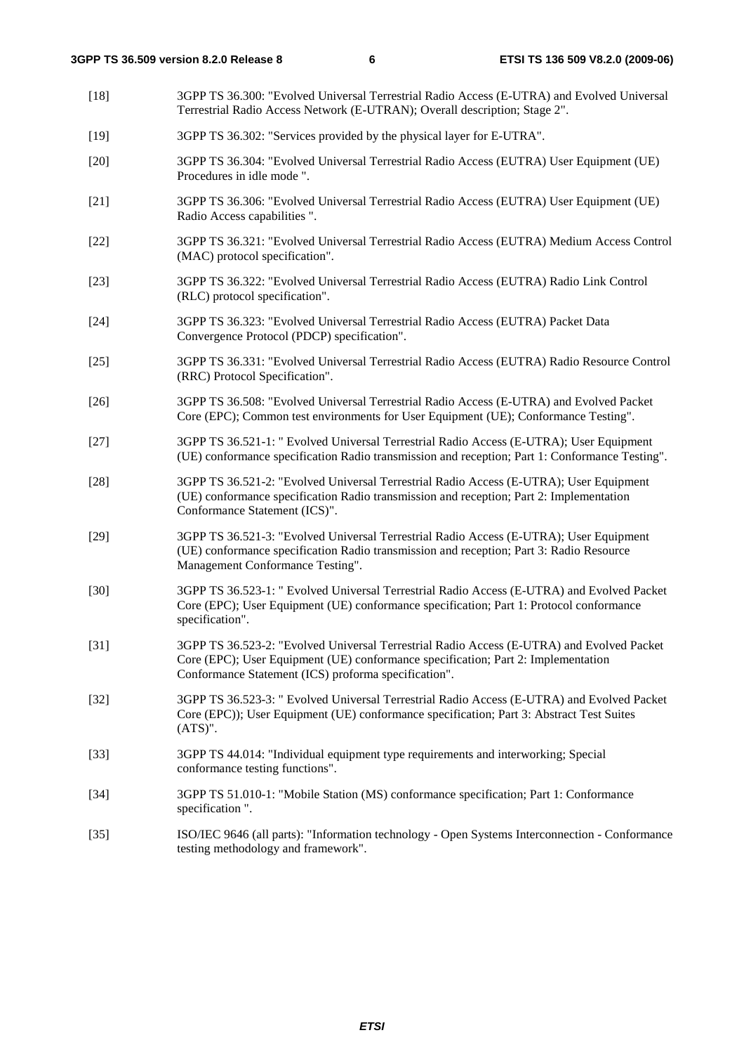[18] 3GPP TS 36.300: "Evolved Universal Terrestrial Radio Access (E-UTRA) and Evolved Universal Terrestrial Radio Access Network (E-UTRAN); Overall description; Stage 2".

[19] 3GPP TS 36.302: "Services provided by the physical layer for E-UTRA".

[20] 3GPP TS 36.304: "Evolved Universal Terrestrial Radio Access (EUTRA) User Equipment (UE) Procedures in idle mode ".

[21] 3GPP TS 36.306: "Evolved Universal Terrestrial Radio Access (EUTRA) User Equipment (UE) Radio Access capabilities ".

[22] 3GPP TS 36.321: "Evolved Universal Terrestrial Radio Access (EUTRA) Medium Access Control (MAC) protocol specification".

[23] 3GPP TS 36.322: "Evolved Universal Terrestrial Radio Access (EUTRA) Radio Link Control (RLC) protocol specification".

[24] 3GPP TS 36.323: "Evolved Universal Terrestrial Radio Access (EUTRA) Packet Data Convergence Protocol (PDCP) specification".

[25] 3GPP TS 36.331: "Evolved Universal Terrestrial Radio Access (EUTRA) Radio Resource Control (RRC) Protocol Specification".

[26] 3GPP TS 36.508: "Evolved Universal Terrestrial Radio Access (E-UTRA) and Evolved Packet Core (EPC); Common test environments for User Equipment (UE); Conformance Testing".

[27] 3GPP TS 36.521-1: " Evolved Universal Terrestrial Radio Access (E-UTRA); User Equipment (UE) conformance specification Radio transmission and reception; Part 1: Conformance Testing".

[28] 3GPP TS 36.521-2: "Evolved Universal Terrestrial Radio Access (E-UTRA); User Equipment (UE) conformance specification Radio transmission and reception; Part 2: Implementation Conformance Statement (ICS)".

[29] 3GPP TS 36.521-3: "Evolved Universal Terrestrial Radio Access (E-UTRA); User Equipment (UE) conformance specification Radio transmission and reception; Part 3: Radio Resource Management Conformance Testing".

[30] 3GPP TS 36.523-1: " Evolved Universal Terrestrial Radio Access (E-UTRA) and Evolved Packet Core (EPC); User Equipment (UE) conformance specification; Part 1: Protocol conformance specification".

[31] 3GPP TS 36.523-2: "Evolved Universal Terrestrial Radio Access (E-UTRA) and Evolved Packet Core (EPC); User Equipment (UE) conformance specification; Part 2: Implementation Conformance Statement (ICS) proforma specification".

[32] 3GPP TS 36.523-3: " Evolved Universal Terrestrial Radio Access (E-UTRA) and Evolved Packet Core (EPC)); User Equipment (UE) conformance specification; Part 3: Abstract Test Suites (ATS)".

[33] 3GPP TS 44.014: "Individual equipment type requirements and interworking; Special conformance testing functions".

[34] 3GPP TS 51.010-1: "Mobile Station (MS) conformance specification; Part 1: Conformance specification ".

[35] ISO/IEC 9646 (all parts): "Information technology - Open Systems Interconnection - Conformance testing methodology and framework".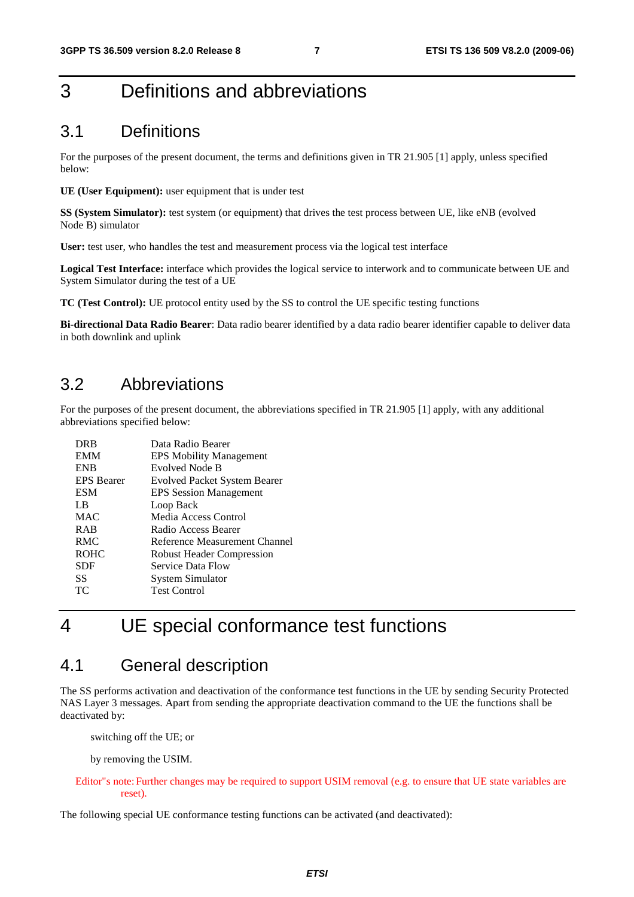# 3 Definitions and abbreviations

## 3.1 Definitions

For the purposes of the present document, the terms and definitions given in TR 21.905 [1] apply, unless specified below:

**UE (User Equipment):** user equipment that is under test

**SS (System Simulator):** test system (or equipment) that drives the test process between UE, like eNB (evolved Node B) simulator

**User:** test user, who handles the test and measurement process via the logical test interface

**Logical Test Interface:** interface which provides the logical service to interwork and to communicate between UE and System Simulator during the test of a UE

**TC (Test Control):** UE protocol entity used by the SS to control the UE specific testing functions

**Bi-directional Data Radio Bearer**: Data radio bearer identified by a data radio bearer identifier capable to deliver data in both downlink and uplink

## 3.2 Abbreviations

For the purposes of the present document, the abbreviations specified in TR 21.905 [1] apply, with any additional abbreviations specified below:

| | |
|---|---|
| DRB | Data Radio Bearer |
| EMM | EPS Mobility Management |
| ENB | Evolved Node B |
| EPS Bearer | Evolved Packet System Bearer |
| ESM | EPS Session Management |
| LB | Loop Back |
| MAC | Media Access Control |
| RAB | Radio Access Bearer |
| RMC | Reference Measurement Channel |
| ROHC | Robust Header Compression |
| SDF | Service Data Flow |
| SS | System Simulator |
| TC | Test Control |

# 4 UE special conformance test functions

## 4.1 General description

The SS performs activation and deactivation of the conformance test functions in the UE by sending Security Protected NAS Layer 3 messages. Apart from sending the appropriate deactivation command to the UE the functions shall be deactivated by:

switching off the UE; or

by removing the USIM.

Editor"s note: Further changes may be required to support USIM removal (e.g. to ensure that UE state variables are reset).

The following special UE conformance testing functions can be activated (and deactivated):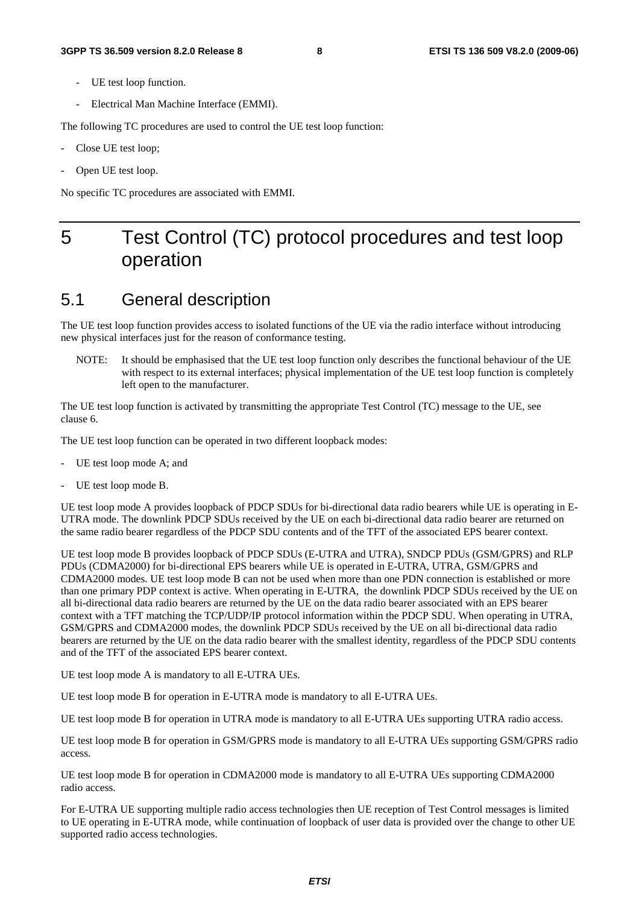- UE test loop function.
- Electrical Man Machine Interface (EMMI).

The following TC procedures are used to control the UE test loop function:

- Close UE test loop;
- Open UE test loop.

No specific TC procedures are associated with EMMI.

# 5 Test Control (TC) protocol procedures and test loop operation

## 5.1 General description

The UE test loop function provides access to isolated functions of the UE via the radio interface without introducing new physical interfaces just for the reason of conformance testing.

NOTE: It should be emphasised that the UE test loop function only describes the functional behaviour of the UE with respect to its external interfaces; physical implementation of the UE test loop function is completely left open to the manufacturer.

The UE test loop function is activated by transmitting the appropriate Test Control (TC) message to the UE, see clause 6.

The UE test loop function can be operated in two different loopback modes:

- UE test loop mode A; and
- UE test loop mode B.

UE test loop mode A provides loopback of PDCP SDUs for bi-directional data radio bearers while UE is operating in E-UTRA mode. The downlink PDCP SDUs received by the UE on each bi-directional data radio bearer are returned on the same radio bearer regardless of the PDCP SDU contents and of the TFT of the associated EPS bearer context.

UE test loop mode B provides loopback of PDCP SDUs (E-UTRA and UTRA), SNDCP PDUs (GSM/GPRS) and RLP PDUs (CDMA2000) for bi-directional EPS bearers while UE is operated in E-UTRA, UTRA, GSM/GPRS and CDMA2000 modes. UE test loop mode B can not be used when more than one PDN connection is established or more than one primary PDP context is active. When operating in E-UTRA, the downlink PDCP SDUs received by the UE on all bi-directional data radio bearers are returned by the UE on the data radio bearer associated with an EPS bearer context with a TFT matching the TCP/UDP/IP protocol information within the PDCP SDU. When operating in UTRA, GSM/GPRS and CDMA2000 modes, the downlink PDCP SDUs received by the UE on all bi-directional data radio bearers are returned by the UE on the data radio bearer with the smallest identity, regardless of the PDCP SDU contents and of the TFT of the associated EPS bearer context.

UE test loop mode A is mandatory to all E-UTRA UEs.

UE test loop mode B for operation in E-UTRA mode is mandatory to all E-UTRA UEs.

UE test loop mode B for operation in UTRA mode is mandatory to all E-UTRA UEs supporting UTRA radio access.

UE test loop mode B for operation in GSM/GPRS mode is mandatory to all E-UTRA UEs supporting GSM/GPRS radio access.

UE test loop mode B for operation in CDMA2000 mode is mandatory to all E-UTRA UEs supporting CDMA2000 radio access.

For E-UTRA UE supporting multiple radio access technologies then UE reception of Test Control messages is limited to UE operating in E-UTRA mode, while continuation of loopback of user data is provided over the change to other UE supported radio access technologies.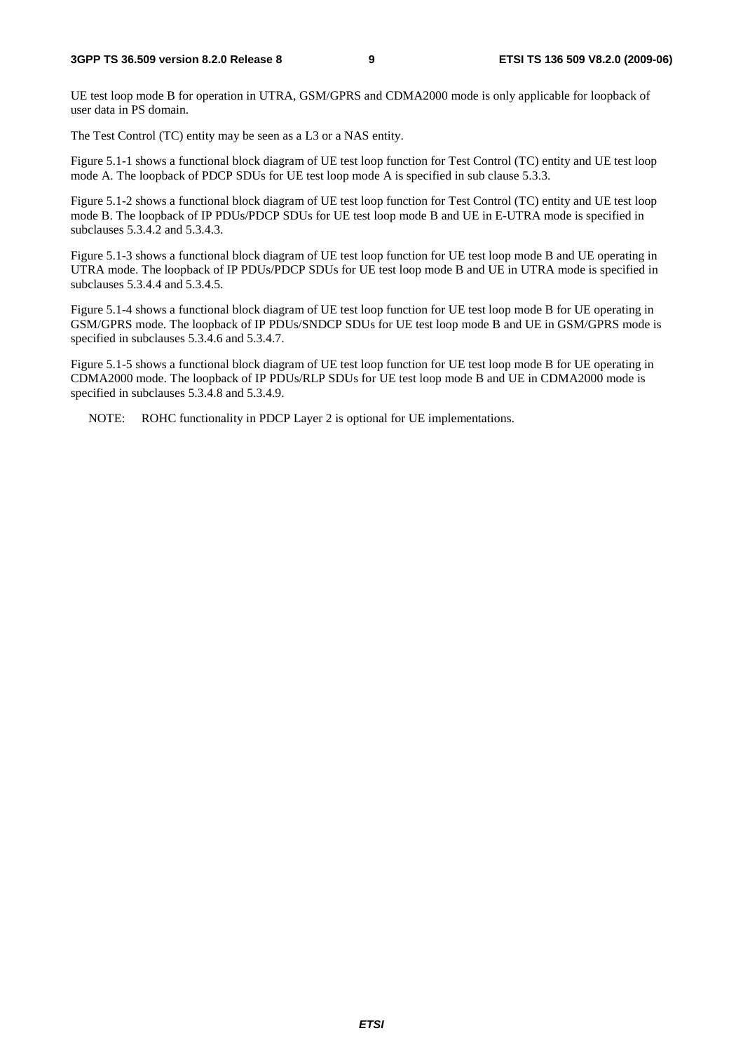UE test loop mode B for operation in UTRA, GSM/GPRS and CDMA2000 mode is only applicable for loopback of user data in PS domain.

The Test Control (TC) entity may be seen as a L3 or a NAS entity.

Figure 5.1-1 shows a functional block diagram of UE test loop function for Test Control (TC) entity and UE test loop mode A. The loopback of PDCP SDUs for UE test loop mode A is specified in sub clause 5.3.3.

Figure 5.1-2 shows a functional block diagram of UE test loop function for Test Control (TC) entity and UE test loop mode B. The loopback of IP PDUs/PDCP SDUs for UE test loop mode B and UE in E-UTRA mode is specified in subclauses 5.3.4.2 and 5.3.4.3.

Figure 5.1-3 shows a functional block diagram of UE test loop function for UE test loop mode B and UE operating in UTRA mode. The loopback of IP PDUs/PDCP SDUs for UE test loop mode B and UE in UTRA mode is specified in subclauses 5.3.4.4 and 5.3.4.5.

Figure 5.1-4 shows a functional block diagram of UE test loop function for UE test loop mode B for UE operating in GSM/GPRS mode. The loopback of IP PDUs/SNDCP SDUs for UE test loop mode B and UE in GSM/GPRS mode is specified in subclauses 5.3.4.6 and 5.3.4.7.

Figure 5.1-5 shows a functional block diagram of UE test loop function for UE test loop mode B for UE operating in CDMA2000 mode. The loopback of IP PDUs/RLP SDUs for UE test loop mode B and UE in CDMA2000 mode is specified in subclauses 5.3.4.8 and 5.3.4.9.

NOTE: ROHC functionality in PDCP Layer 2 is optional for UE implementations.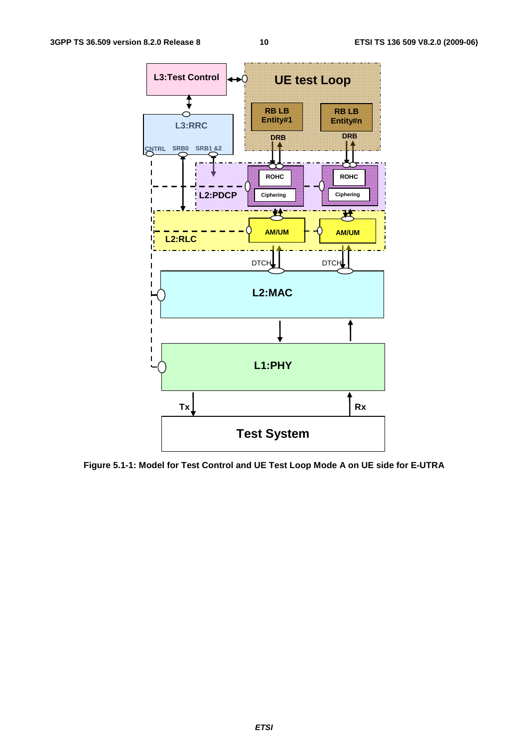**Figure 5.1-1: Model for Test Control and UE Test Loop Mode A on UE side for E-UTRA**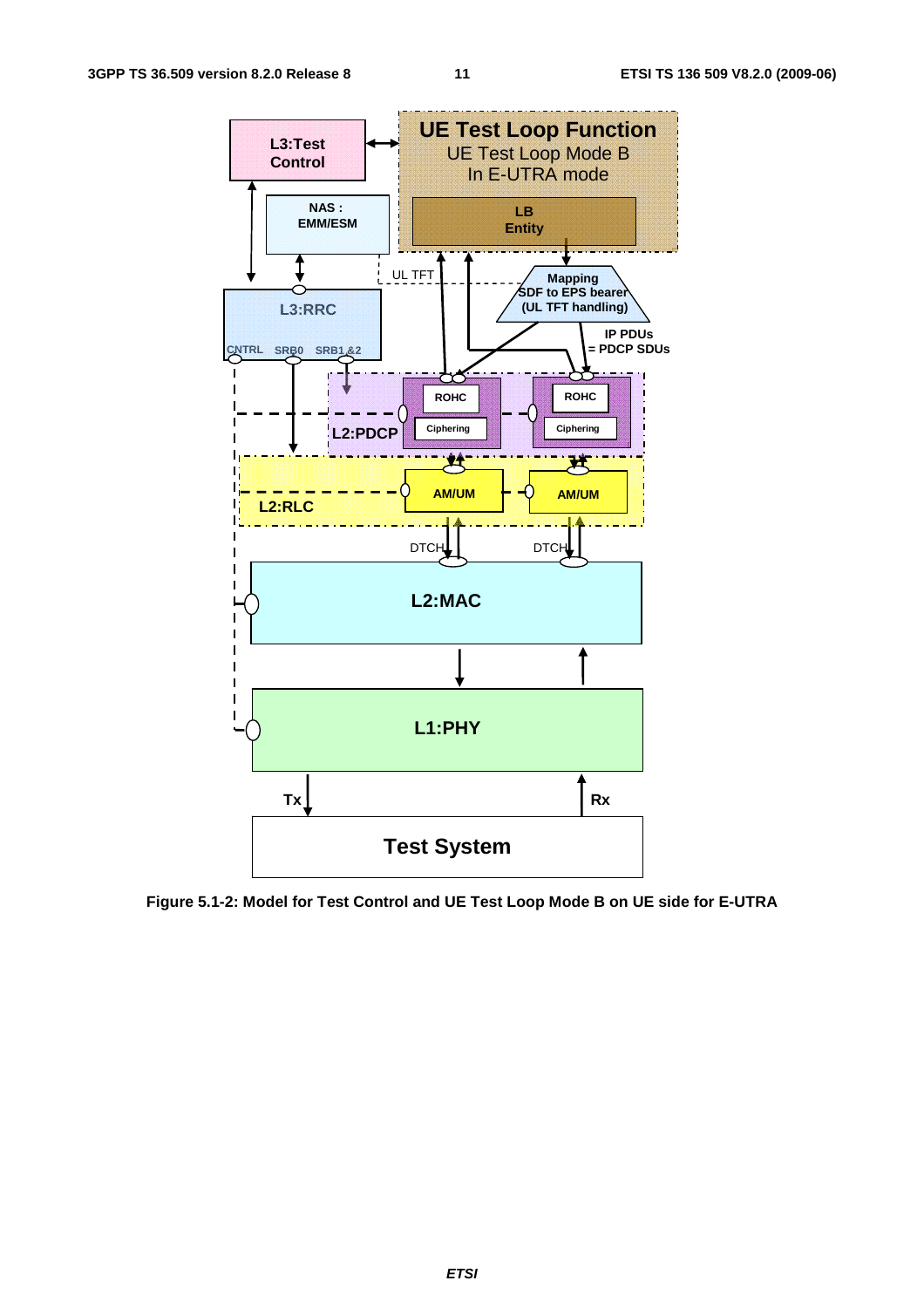**Figure 5.1-2: Model for Test Control and UE Test Loop Mode B on UE side for E-UTRA**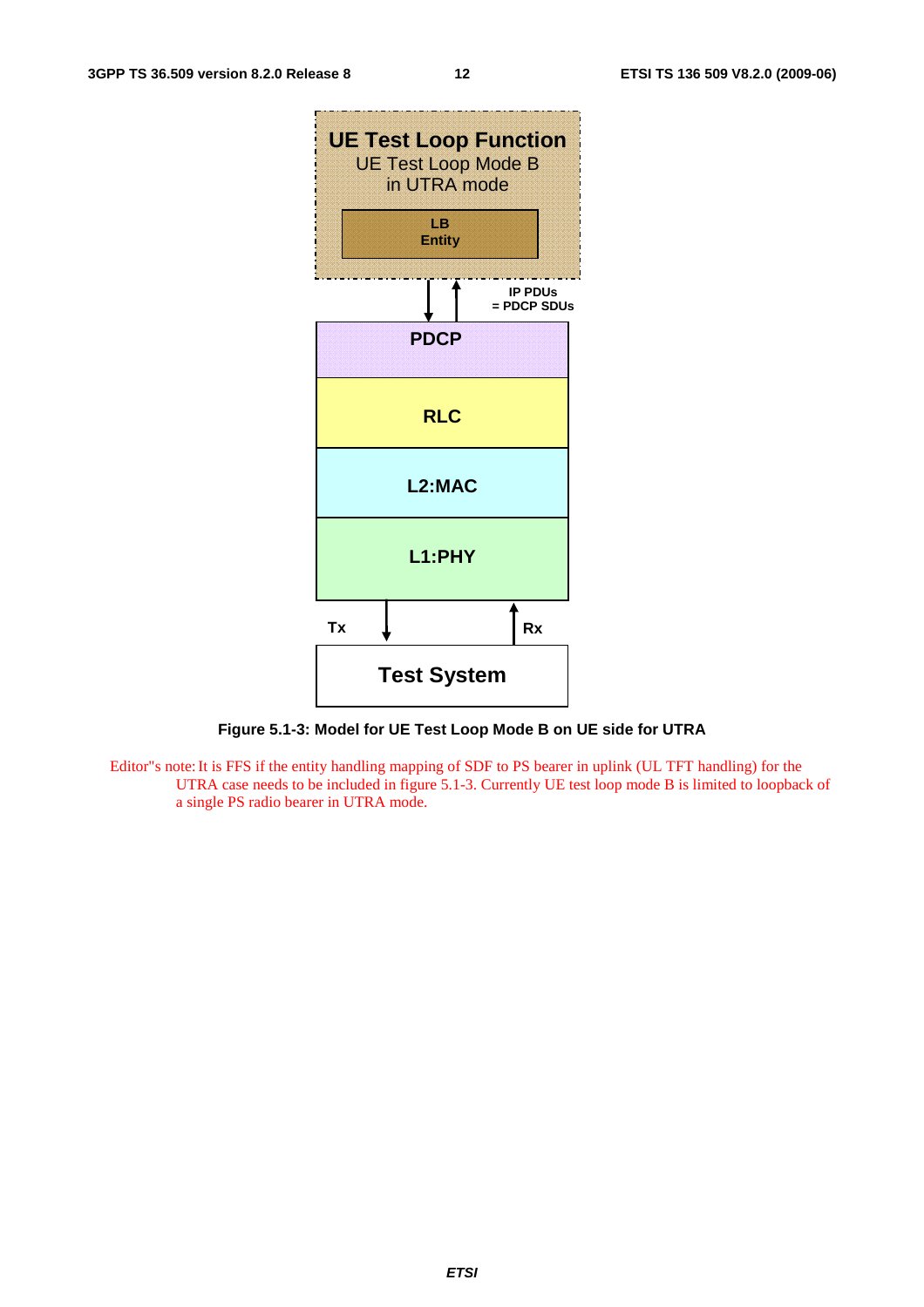**Figure 5.1-3: Model for UE Test Loop Mode B on UE side for UTRA**

Editor"s note: It is FFS if the entity handling mapping of SDF to PS bearer in uplink (UL TFT handling) for the UTRA case needs to be included in figure 5.1-3. Currently UE test loop mode B is limited to loopback of a single PS radio bearer in UTRA mode.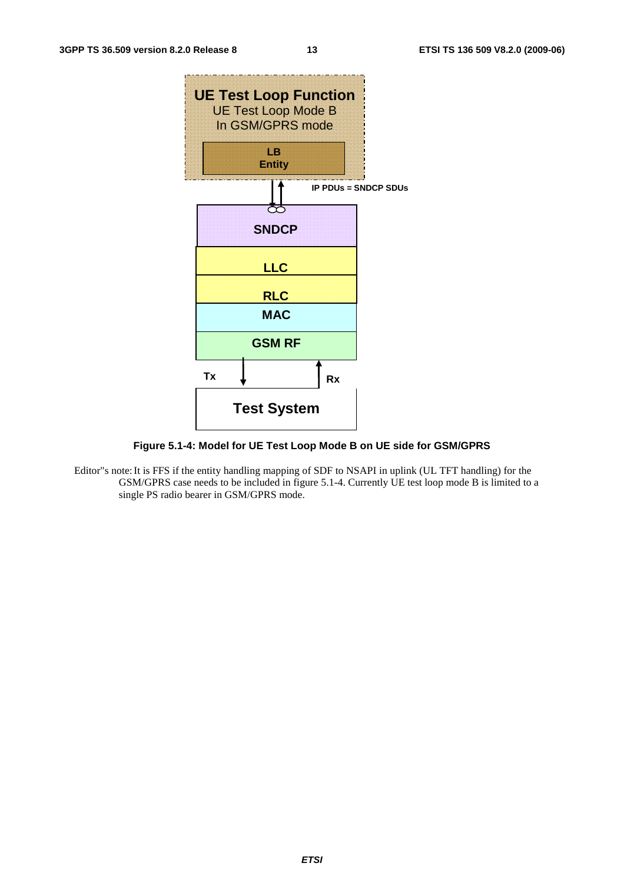**Figure 5.1-4: Model for UE Test Loop Mode B on UE side for GSM/GPRS**

Editor"s note: It is FFS if the entity handling mapping of SDF to NSAPI in uplink (UL TFT handling) for the GSM/GPRS case needs to be included in figure 5.1-4. Currently UE test loop mode B is limited to a single PS radio bearer in GSM/GPRS mode.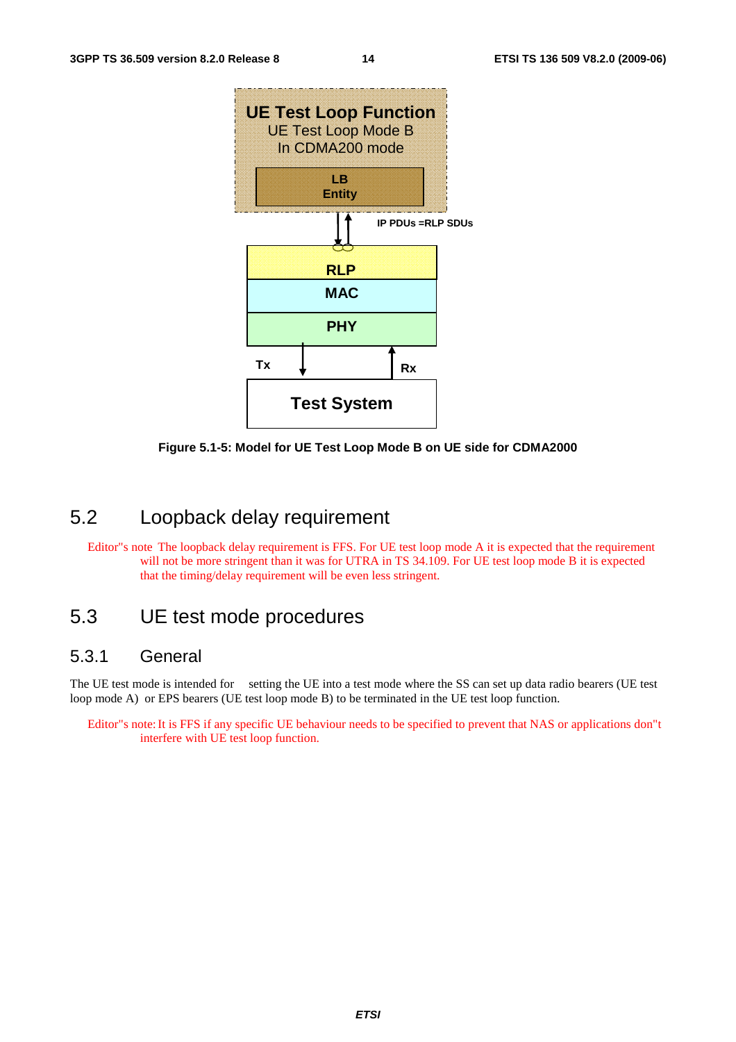Figure 5.1-5: Model for UE Test Loop Mode B on UE side for CDMA2000

## 5.2 Loopback delay requirement

Editor"s note The loopback delay requirement is FFS. For UE test loop mode A it is expected that the requirement will not be more stringent than it was for UTRA in TS 34.109. For UE test loop mode B it is expected that the timing/delay requirement will be even less stringent.

## 5.3 UE test mode procedures

### 5.3.1 General

The UE test mode is intended for setting the UE into a test mode where the SS can set up data radio bearers (UE test loop mode A) or EPS bearers (UE test loop mode B) to be terminated in the UE test loop function.

Editor"s note: It is FFS if any specific UE behaviour needs to be specified to prevent that NAS or applications don"t interfere with UE test loop function.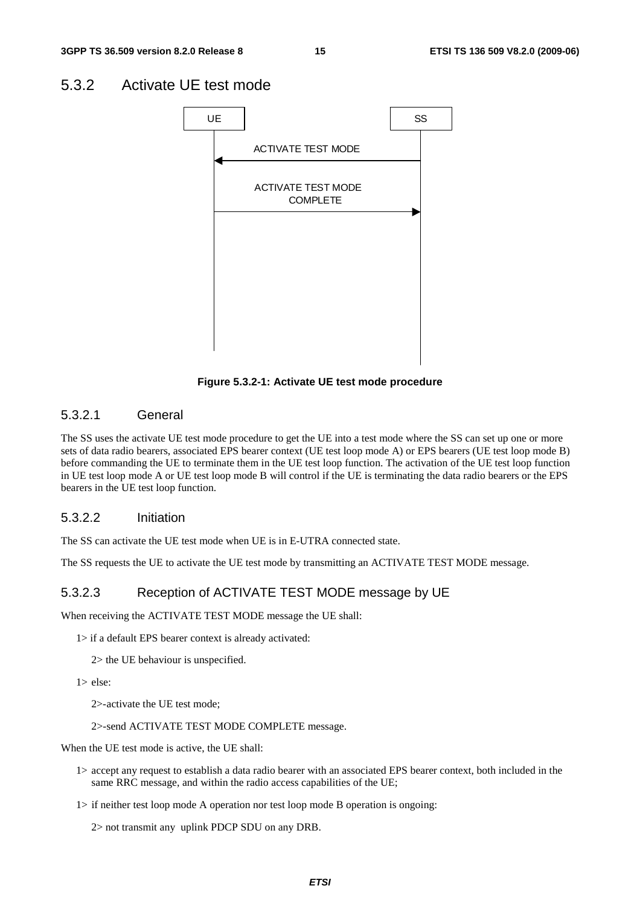## 5.3.2 Activate UE test mode

**Figure 5.3.2-1: Activate UE test mode procedure**

### 5.3.2.1 General

The SS uses the activate UE test mode procedure to get the UE into a test mode where the SS can set up one or more sets of data radio bearers, associated EPS bearer context (UE test loop mode A) or EPS bearers (UE test loop mode B) before commanding the UE to terminate them in the UE test loop function. The activation of the UE test loop function in UE test loop mode A or UE test loop mode B will control if the UE is terminating the data radio bearers or the EPS bearers in the UE test loop function.

### 5.3.2.2 Initiation

The SS can activate the UE test mode when UE is in E-UTRA connected state.

The SS requests the UE to activate the UE test mode by transmitting an ACTIVATE TEST MODE message.

### 5.3.2.3 Reception of ACTIVATE TEST MODE message by UE

When receiving the ACTIVATE TEST MODE message the UE shall:

1> if a default EPS bearer context is already activated:

2> the UE behaviour is unspecified.

1> else:

2>-activate the UE test mode;

2>-send ACTIVATE TEST MODE COMPLETE message.

When the UE test mode is active, the UE shall:

1> accept any request to establish a data radio bearer with an associated EPS bearer context, both included in the same RRC message, and within the radio access capabilities of the UE;

1> if neither test loop mode A operation nor test loop mode B operation is ongoing:

2> not transmit any uplink PDCP SDU on any DRB.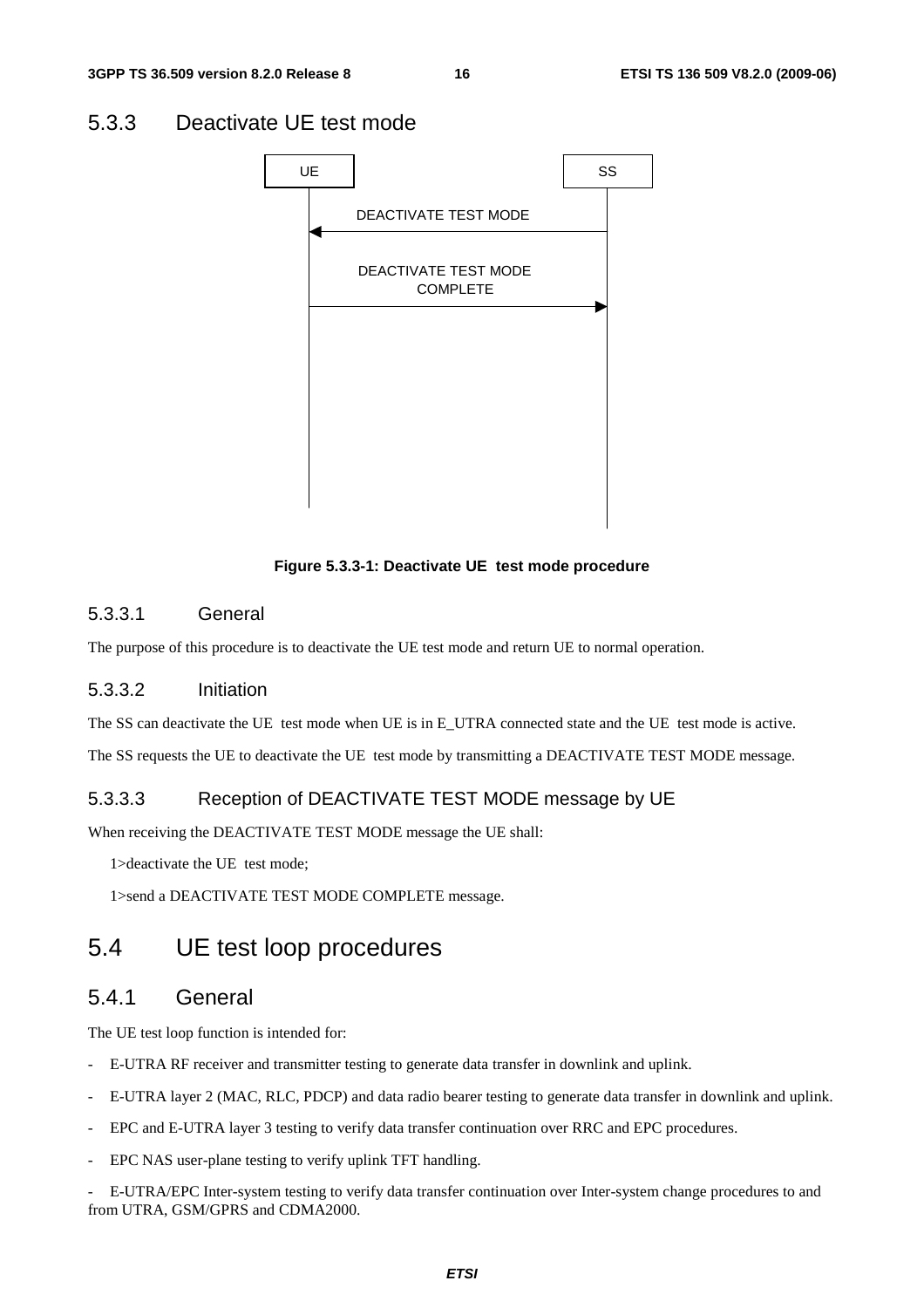### 5.3.3 Deactivate UE test mode

Figure 5.3.3-1: Deactivate UE test mode procedure

#### 5.3.3.1 General

The purpose of this procedure is to deactivate the UE test mode and return UE to normal operation.

#### 5.3.3.2 Initiation

The SS can deactivate the UE test mode when UE is in E_UTRA connected state and the UE test mode is active.

The SS requests the UE to deactivate the UE test mode by transmitting a DEACTIVATE TEST MODE message.

#### 5.3.3.3 Reception of DEACTIVATE TEST MODE message by UE

When receiving the DEACTIVATE TEST MODE message the UE shall:

1>deactivate the UE test mode;

1>send a DEACTIVATE TEST MODE COMPLETE message.

## 5.4 UE test loop procedures

### 5.4.1 General

The UE test loop function is intended for:

- E-UTRA RF receiver and transmitter testing to generate data transfer in downlink and uplink.
- E-UTRA layer 2 (MAC, RLC, PDCP) and data radio bearer testing to generate data transfer in downlink and uplink.
- EPC and E-UTRA layer 3 testing to verify data transfer continuation over RRC and EPC procedures.
- EPC NAS user-plane testing to verify uplink TFT handling.
- E-UTRA/EPC Inter-system testing to verify data transfer continuation over Inter-system change procedures to and from UTRA, GSM/GPRS and CDMA2000.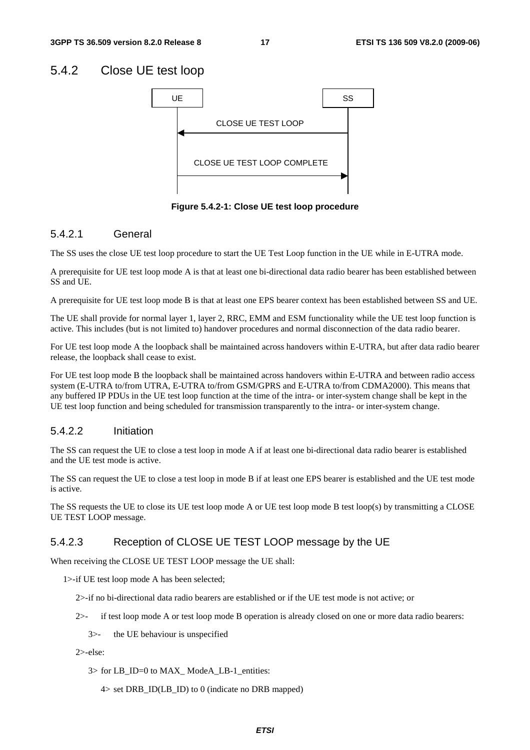## 5.4.2 Close UE test loop

UE SS

CLOSE UE TEST LOOP

CLOSE UE TEST LOOP COMPLETE

**Figure 5.4.2-1: Close UE test loop procedure**

### 5.4.2.1 General

The SS uses the close UE test loop procedure to start the UE Test Loop function in the UE while in E-UTRA mode.

A prerequisite for UE test loop mode A is that at least one bi-directional data radio bearer has been established between SS and UE.

A prerequisite for UE test loop mode B is that at least one EPS bearer context has been established between SS and UE.

The UE shall provide for normal layer 1, layer 2, RRC, EMM and ESM functionality while the UE test loop function is active. This includes (but is not limited to) handover procedures and normal disconnection of the data radio bearer.

For UE test loop mode A the loopback shall be maintained across handovers within E-UTRA, but after data radio bearer release, the loopback shall cease to exist.

For UE test loop mode B the loopback shall be maintained across handovers within E-UTRA and between radio access system (E-UTRA to/from UTRA, E-UTRA to/from GSM/GPRS and E-UTRA to/from CDMA2000). This means that any buffered IP PDUs in the UE test loop function at the time of the intra- or inter-system change shall be kept in the UE test loop function and being scheduled for transmission transparently to the intra- or inter-system change.

### 5.4.2.2 Initiation

The SS can request the UE to close a test loop in mode A if at least one bi-directional data radio bearer is established and the UE test mode is active.

The SS can request the UE to close a test loop in mode B if at least one EPS bearer is established and the UE test mode is active.

The SS requests the UE to close its UE test loop mode A or UE test loop mode B test loop(s) by transmitting a CLOSE UE TEST LOOP message.

### 5.4.2.3 Reception of CLOSE UE TEST LOOP message by the UE

When receiving the CLOSE UE TEST LOOP message the UE shall:

1>-if UE test loop mode A has been selected;

  2>-if no bi-directional data radio bearers are established or if the UE test mode is not active; or

  2>- if test loop mode A or test loop mode B operation is already closed on one or more data radio bearers:

    3>- the UE behaviour is unspecified

  2>-else:

    3> for LB_ID=0 to MAX_ ModeA_LB-1_entities:

      4> set DRB_ID(LB_ID) to 0 (indicate no DRB mapped)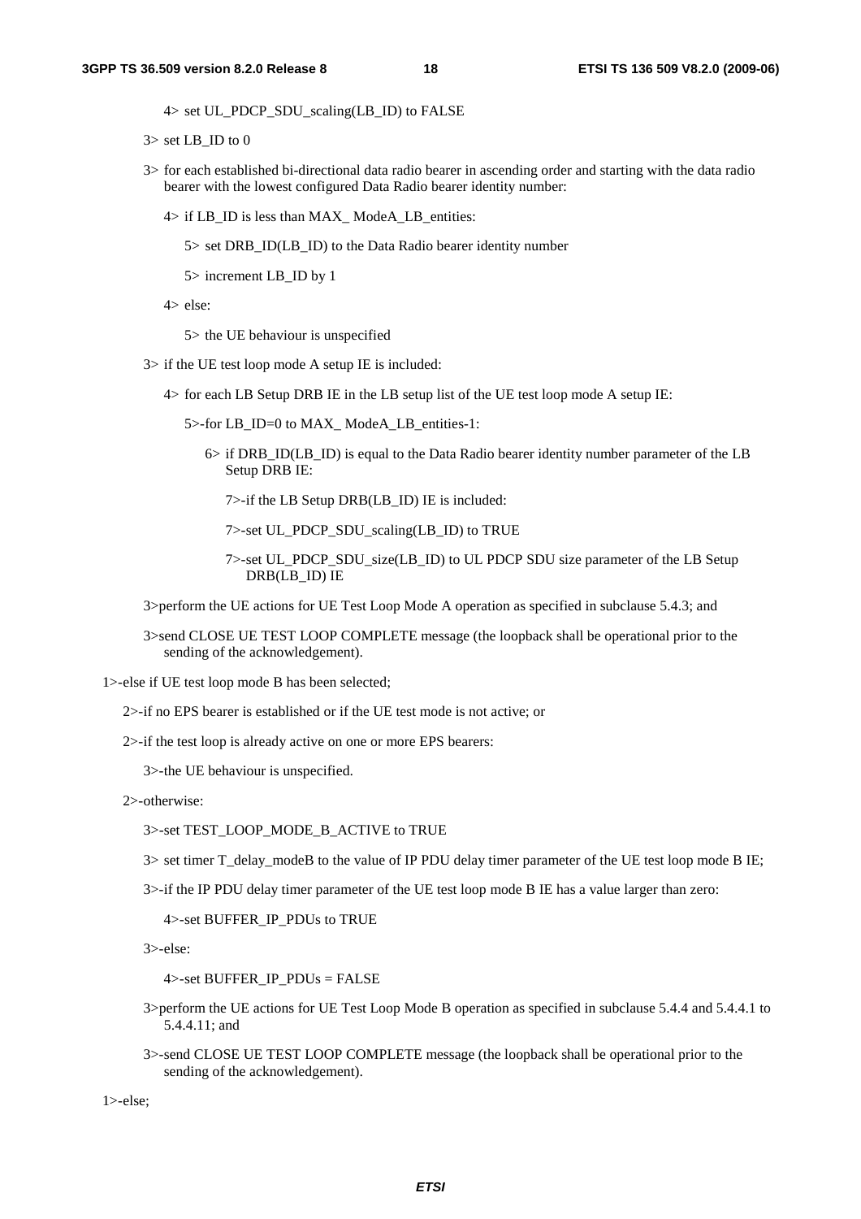4> set UL_PDCP_SDU_scaling(LB_ID) to FALSE

3> set LB_ID to 0

3> for each established bi-directional data radio bearer in ascending order and starting with the data radio bearer with the lowest configured Data Radio bearer identity number:

4> if LB_ID is less than MAX_ ModeA_LB_entities:

5> set DRB_ID(LB_ID) to the Data Radio bearer identity number

5> increment LB_ID by 1

4> else:

5> the UE behaviour is unspecified

3> if the UE test loop mode A setup IE is included:

4> for each LB Setup DRB IE in the LB setup list of the UE test loop mode A setup IE:

5>-for LB_ID=0 to MAX_ ModeA_LB_entities-1:

6> if DRB_ID(LB_ID) is equal to the Data Radio bearer identity number parameter of the LB Setup DRB IE:

7>-if the LB Setup DRB(LB_ID) IE is included:

7>-set UL_PDCP_SDU_scaling(LB_ID) to TRUE

7>-set UL_PDCP_SDU_size(LB_ID) to UL PDCP SDU size parameter of the LB Setup DRB(LB_ID) IE

3>perform the UE actions for UE Test Loop Mode A operation as specified in subclause 5.4.3; and

3>send CLOSE UE TEST LOOP COMPLETE message (the loopback shall be operational prior to the sending of the acknowledgement).

1>-else if UE test loop mode B has been selected;

2>-if no EPS bearer is established or if the UE test mode is not active; or

2>-if the test loop is already active on one or more EPS bearers:

3>-the UE behaviour is unspecified.

2>-otherwise:

3>-set TEST_LOOP_MODE_B_ACTIVE to TRUE

3> set timer T_delay_modeB to the value of IP PDU delay timer parameter of the UE test loop mode B IE;

3>-if the IP PDU delay timer parameter of the UE test loop mode B IE has a value larger than zero:

4>-set BUFFER_IP_PDUs to TRUE

3>-else:

4>-set BUFFER_IP_PDUs = FALSE

3>perform the UE actions for UE Test Loop Mode B operation as specified in subclause 5.4.4 and 5.4.4.1 to 5.4.4.11; and

3>-send CLOSE UE TEST LOOP COMPLETE message (the loopback shall be operational prior to the sending of the acknowledgement).

1>-else;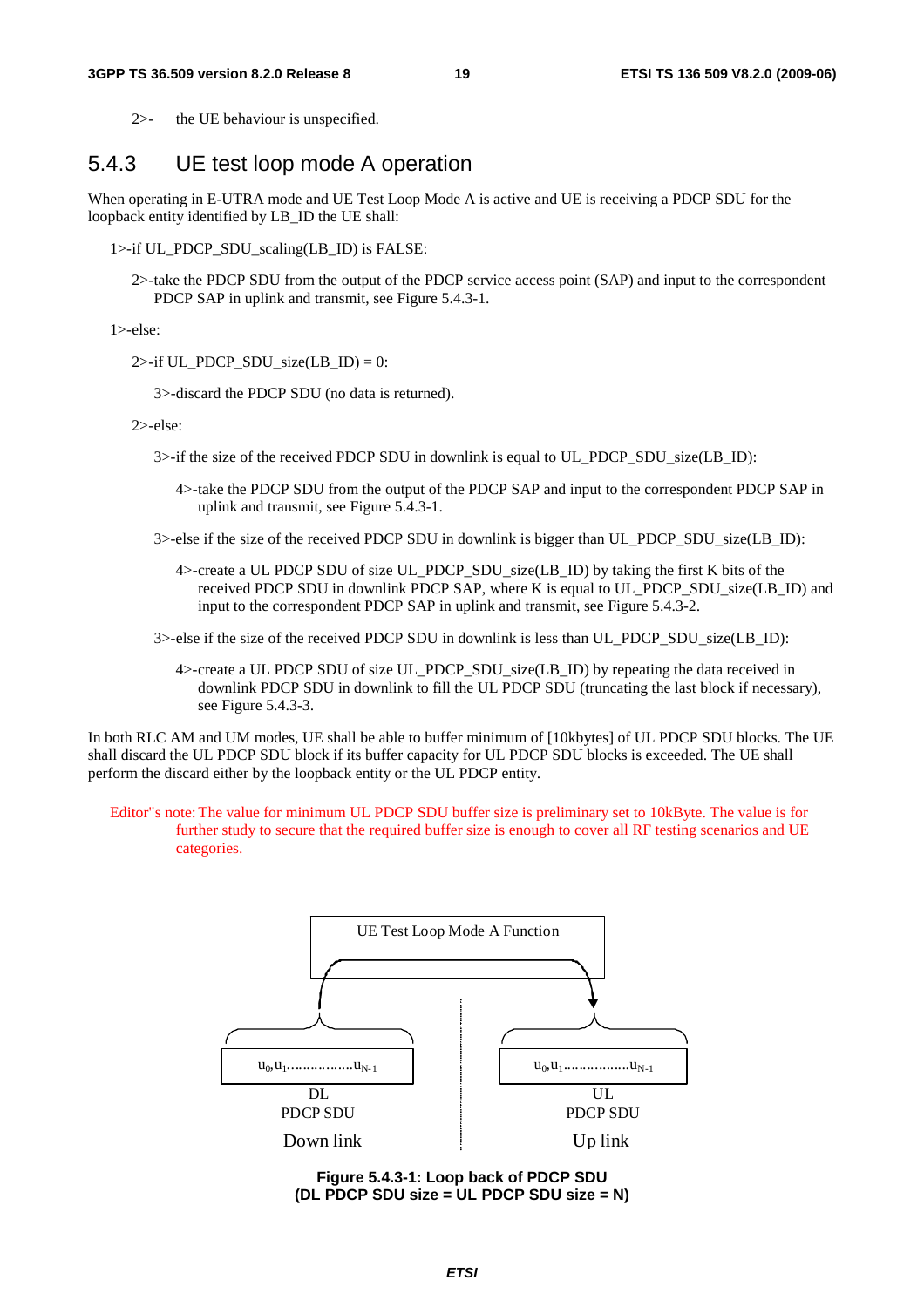2>- the UE behaviour is unspecified.

### 5.4.3 UE test loop mode A operation

When operating in E-UTRA mode and UE Test Loop Mode A is active and UE is receiving a PDCP SDU for the loopback entity identified by LB_ID the UE shall:

1>-if UL_PDCP_SDU_scaling(LB_ID) is FALSE:

2>-take the PDCP SDU from the output of the PDCP service access point (SAP) and input to the correspondent PDCP SAP in uplink and transmit, see Figure 5.4.3-1.

1>-else:

2>-if UL_PDCP_SDU_size(LB_ID) = 0:

3>-discard the PDCP SDU (no data is returned).

2>-else:

3>-if the size of the received PDCP SDU in downlink is equal to UL_PDCP_SDU_size(LB_ID):

4>-take the PDCP SDU from the output of the PDCP SAP and input to the correspondent PDCP SAP in uplink and transmit, see Figure 5.4.3-1.

3>-else if the size of the received PDCP SDU in downlink is bigger than UL_PDCP_SDU_size(LB_ID):

4>-create a UL PDCP SDU of size UL_PDCP_SDU_size(LB_ID) by taking the first K bits of the received PDCP SDU in downlink PDCP SAP, where K is equal to UL_PDCP_SDU_size(LB_ID) and input to the correspondent PDCP SAP in uplink and transmit, see Figure 5.4.3-2.

3>-else if the size of the received PDCP SDU in downlink is less than UL_PDCP_SDU_size(LB_ID):

4>-create a UL PDCP SDU of size UL_PDCP_SDU_size(LB_ID) by repeating the data received in downlink PDCP SDU in downlink to fill the UL PDCP SDU (truncating the last block if necessary), see Figure 5.4.3-3.

In both RLC AM and UM modes, UE shall be able to buffer minimum of [10kbytes] of UL PDCP SDU blocks. The UE shall discard the UL PDCP SDU block if its buffer capacity for UL PDCP SDU blocks is exceeded. The UE shall perform the discard either by the loopback entity or the UL PDCP entity.

Editor"s note: The value for minimum UL PDCP SDU buffer size is preliminary set to 10kByte. The value is for further study to secure that the required buffer size is enough to cover all RF testing scenarios and UE categories.

UE Test Loop Mode A Function

$u_0, u_1 \ldots\ldots\ldots\ldots u_{N-1}$ — DL PDCP SDU — Down link

$u_0, u_1 \ldots\ldots\ldots\ldots u_{N-1}$ — UL PDCP SDU — Up link

**Figure 5.4.3-1: Loop back of PDCP SDU (DL PDCP SDU size = UL PDCP SDU size = N)**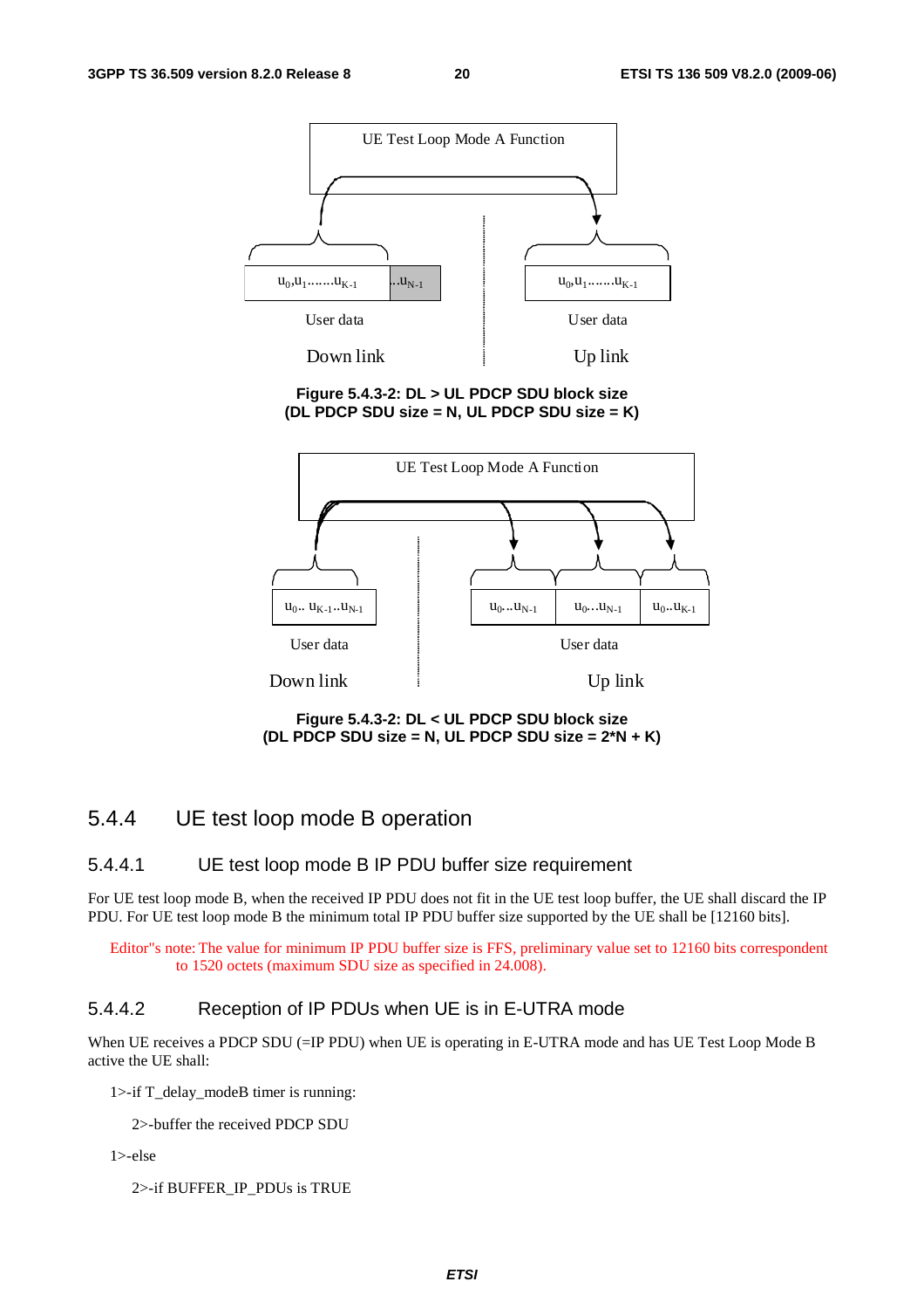UE Test Loop Mode A Function

$u_0,u_1.......u_{K-1}$ | $..u_{N-1}$ — User data — Down link

$u_0,u_1.......u_{K-1}$ — User data — Up link

**Figure 5.4.3-2: DL > UL PDCP SDU block size**
**(DL PDCP SDU size = N, UL PDCP SDU size = K)**

UE Test Loop Mode A Function

$u_0..\ u_{K-1}..u_{N-1}$ — User data — Down link

$u_0...u_{N-1}$ | $u_0...u_{N-1}$ | $u_0..u_{K-1}$ — User data — Up link

**Figure 5.4.3-2: DL < UL PDCP SDU block size**
**(DL PDCP SDU size = N, UL PDCP SDU size = 2*N + K)**

## 5.4.4 UE test loop mode B operation

### 5.4.4.1 UE test loop mode B IP PDU buffer size requirement

For UE test loop mode B, when the received IP PDU does not fit in the UE test loop buffer, the UE shall discard the IP PDU. For UE test loop mode B the minimum total IP PDU buffer size supported by the UE shall be [12160 bits].

Editor"s note: The value for minimum IP PDU buffer size is FFS, preliminary value set to 12160 bits correspondent to 1520 octets (maximum SDU size as specified in 24.008).

### 5.4.4.2 Reception of IP PDUs when UE is in E-UTRA mode

When UE receives a PDCP SDU (=IP PDU) when UE is operating in E-UTRA mode and has UE Test Loop Mode B active the UE shall:

1>-if T_delay_modeB timer is running:

2>-buffer the received PDCP SDU

1>-else

2>-if BUFFER_IP_PDUs is TRUE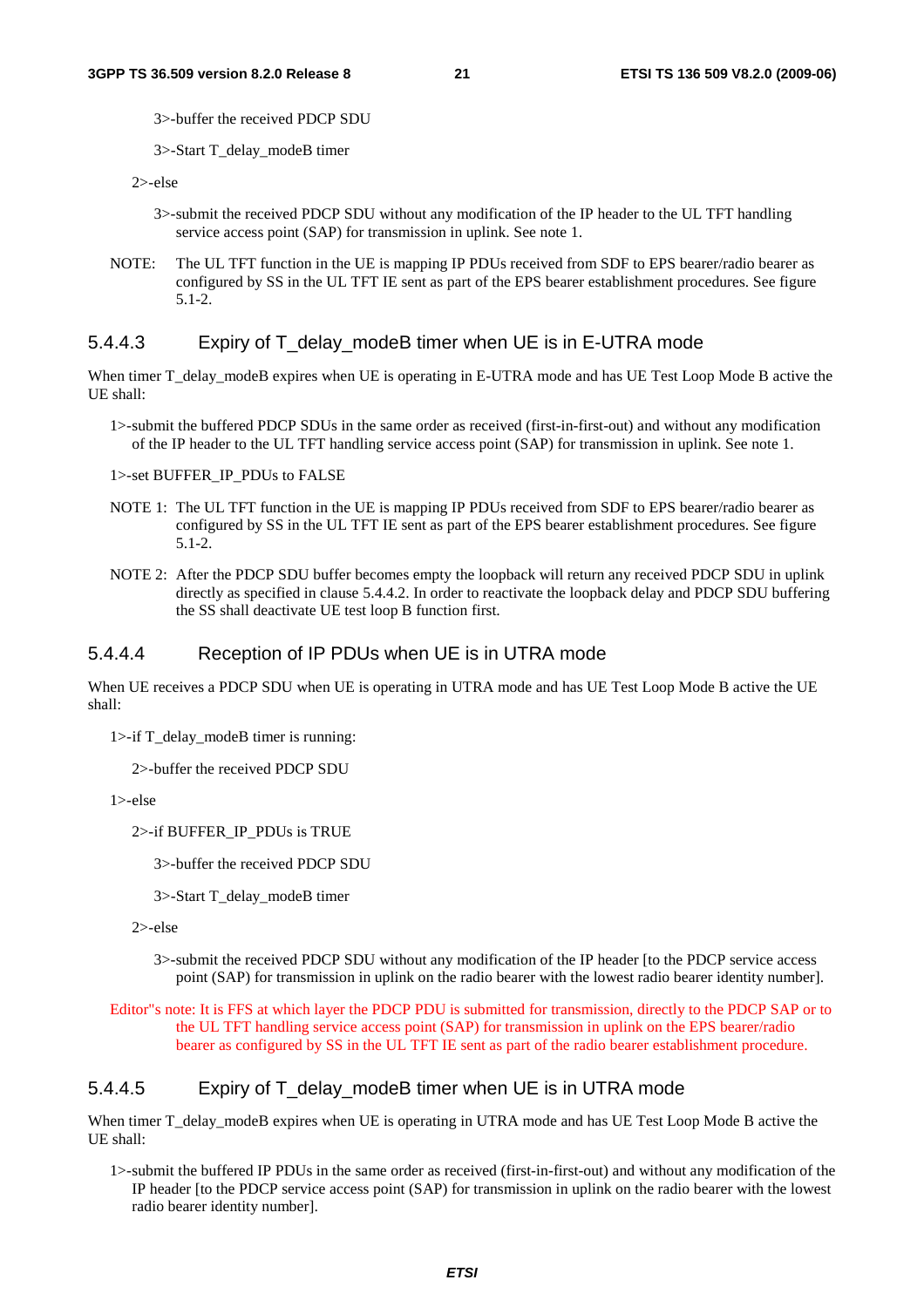3>-buffer the received PDCP SDU

3>-Start T_delay_modeB timer

2>-else

3>-submit the received PDCP SDU without any modification of the IP header to the UL TFT handling service access point (SAP) for transmission in uplink. See note 1.

NOTE: The UL TFT function in the UE is mapping IP PDUs received from SDF to EPS bearer/radio bearer as configured by SS in the UL TFT IE sent as part of the EPS bearer establishment procedures. See figure 5.1-2.

### 5.4.4.3 Expiry of T_delay_modeB timer when UE is in E-UTRA mode

When timer T_delay_modeB expires when UE is operating in E-UTRA mode and has UE Test Loop Mode B active the UE shall:

1>-submit the buffered PDCP SDUs in the same order as received (first-in-first-out) and without any modification of the IP header to the UL TFT handling service access point (SAP) for transmission in uplink. See note 1.

1>-set BUFFER_IP_PDUs to FALSE

NOTE 1: The UL TFT function in the UE is mapping IP PDUs received from SDF to EPS bearer/radio bearer as configured by SS in the UL TFT IE sent as part of the EPS bearer establishment procedures. See figure 5.1-2.

NOTE 2: After the PDCP SDU buffer becomes empty the loopback will return any received PDCP SDU in uplink directly as specified in clause 5.4.4.2. In order to reactivate the loopback delay and PDCP SDU buffering the SS shall deactivate UE test loop B function first.

### 5.4.4.4 Reception of IP PDUs when UE is in UTRA mode

When UE receives a PDCP SDU when UE is operating in UTRA mode and has UE Test Loop Mode B active the UE shall:

1>-if T_delay_modeB timer is running:

2>-buffer the received PDCP SDU

1>-else

2>-if BUFFER_IP_PDUs is TRUE

3>-buffer the received PDCP SDU

3>-Start T_delay_modeB timer

2>-else

3>-submit the received PDCP SDU without any modification of the IP header [to the PDCP service access point (SAP) for transmission in uplink on the radio bearer with the lowest radio bearer identity number].

Editor"s note: It is FFS at which layer the PDCP PDU is submitted for transmission, directly to the PDCP SAP or to the UL TFT handling service access point (SAP) for transmission in uplink on the EPS bearer/radio bearer as configured by SS in the UL TFT IE sent as part of the radio bearer establishment procedure.

### 5.4.4.5 Expiry of T_delay_modeB timer when UE is in UTRA mode

When timer T_delay_modeB expires when UE is operating in UTRA mode and has UE Test Loop Mode B active the UE shall:

1>-submit the buffered IP PDUs in the same order as received (first-in-first-out) and without any modification of the IP header [to the PDCP service access point (SAP) for transmission in uplink on the radio bearer with the lowest radio bearer identity number].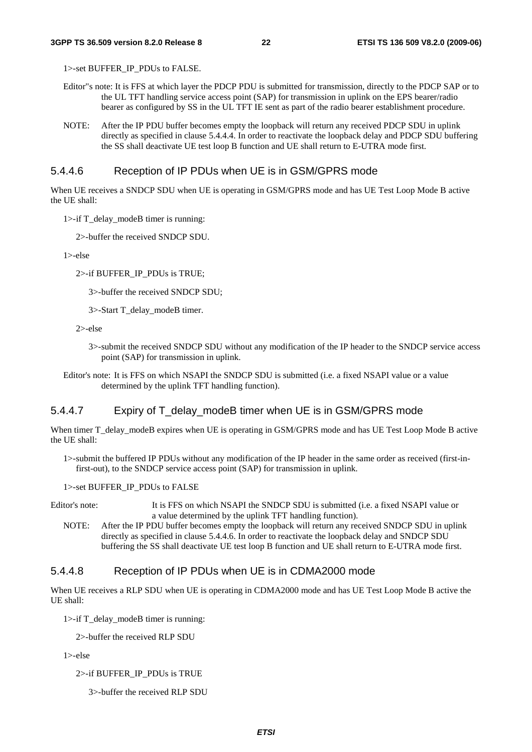1>-set BUFFER_IP_PDUs to FALSE.

Editor"s note: It is FFS at which layer the PDCP PDU is submitted for transmission, directly to the PDCP SAP or to the UL TFT handling service access point (SAP) for transmission in uplink on the EPS bearer/radio bearer as configured by SS in the UL TFT IE sent as part of the radio bearer establishment procedure.

NOTE: After the IP PDU buffer becomes empty the loopback will return any received PDCP SDU in uplink directly as specified in clause 5.4.4.4. In order to reactivate the loopback delay and PDCP SDU buffering the SS shall deactivate UE test loop B function and UE shall return to E-UTRA mode first.

#### 5.4.4.6 Reception of IP PDUs when UE is in GSM/GPRS mode

When UE receives a SNDCP SDU when UE is operating in GSM/GPRS mode and has UE Test Loop Mode B active the UE shall:

1>-if T_delay_modeB timer is running:

2>-buffer the received SNDCP SDU.

1>-else

2>-if BUFFER_IP_PDUs is TRUE;

3>-buffer the received SNDCP SDU;

3>-Start T_delay_modeB timer.

2>-else

3>-submit the received SNDCP SDU without any modification of the IP header to the SNDCP service access point (SAP) for transmission in uplink.

Editor's note: It is FFS on which NSAPI the SNDCP SDU is submitted (i.e. a fixed NSAPI value or a value determined by the uplink TFT handling function).

#### 5.4.4.7 Expiry of T_delay_modeB timer when UE is in GSM/GPRS mode

When timer T_delay_modeB expires when UE is operating in GSM/GPRS mode and has UE Test Loop Mode B active the UE shall:

1>-submit the buffered IP PDUs without any modification of the IP header in the same order as received (first-in-first-out), to the SNDCP service access point (SAP) for transmission in uplink.

1>-set BUFFER_IP_PDUs to FALSE

Editor's note: It is FFS on which NSAPI the SNDCP SDU is submitted (i.e. a fixed NSAPI value or a value determined by the uplink TFT handling function).

NOTE: After the IP PDU buffer becomes empty the loopback will return any received SNDCP SDU in uplink directly as specified in clause 5.4.4.6. In order to reactivate the loopback delay and SNDCP SDU buffering the SS shall deactivate UE test loop B function and UE shall return to E-UTRA mode first.

#### 5.4.4.8 Reception of IP PDUs when UE is in CDMA2000 mode

When UE receives a RLP SDU when UE is operating in CDMA2000 mode and has UE Test Loop Mode B active the UE shall:

1>-if T_delay_modeB timer is running:

2>-buffer the received RLP SDU

1>-else

2>-if BUFFER_IP_PDUs is TRUE

3>-buffer the received RLP SDU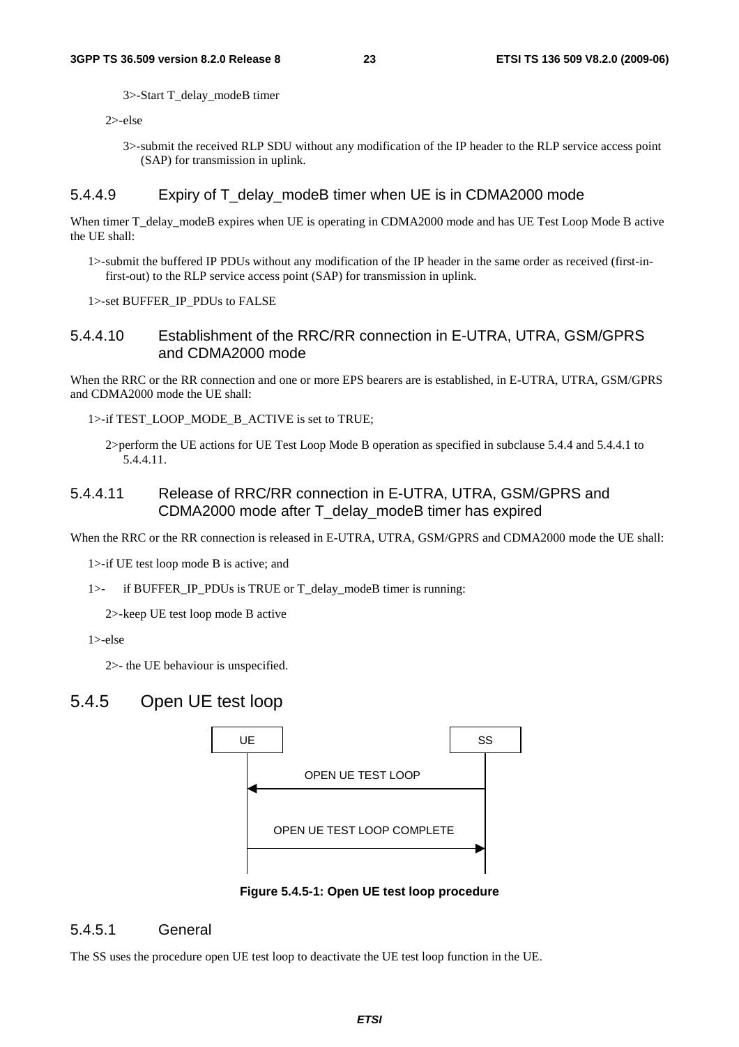3>-Start T_delay_modeB timer

2>-else

3>-submit the received RLP SDU without any modification of the IP header to the RLP service access point (SAP) for transmission in uplink.

### 5.4.4.9 Expiry of T_delay_modeB timer when UE is in CDMA2000 mode

When timer T_delay_modeB expires when UE is operating in CDMA2000 mode and has UE Test Loop Mode B active the UE shall:

1>-submit the buffered IP PDUs without any modification of the IP header in the same order as received (first-in-first-out) to the RLP service access point (SAP) for transmission in uplink.

1>-set BUFFER_IP_PDUs to FALSE

### 5.4.4.10 Establishment of the RRC/RR connection in E-UTRA, UTRA, GSM/GPRS and CDMA2000 mode

When the RRC or the RR connection and one or more EPS bearers are is established, in E-UTRA, UTRA, GSM/GPRS and CDMA2000 mode the UE shall:

1>-if TEST_LOOP_MODE_B_ACTIVE is set to TRUE;

2>perform the UE actions for UE Test Loop Mode B operation as specified in subclause 5.4.4 and 5.4.4.1 to 5.4.4.11.

### 5.4.4.11 Release of RRC/RR connection in E-UTRA, UTRA, GSM/GPRS and CDMA2000 mode after T_delay_modeB timer has expired

When the RRC or the RR connection is released in E-UTRA, UTRA, GSM/GPRS and CDMA2000 mode the UE shall:

1>-if UE test loop mode B is active; and

1>- if BUFFER_IP_PDUs is TRUE or T_delay_modeB timer is running:

2>-keep UE test loop mode B active

1>-else

2>- the UE behaviour is unspecified.

## 5.4.5 Open UE test loop

UE | SS

OPEN UE TEST LOOP (SS → UE)

OPEN UE TEST LOOP COMPLETE (UE → SS)

**Figure 5.4.5-1: Open UE test loop procedure**

### 5.4.5.1 General

The SS uses the procedure open UE test loop to deactivate the UE test loop function in the UE.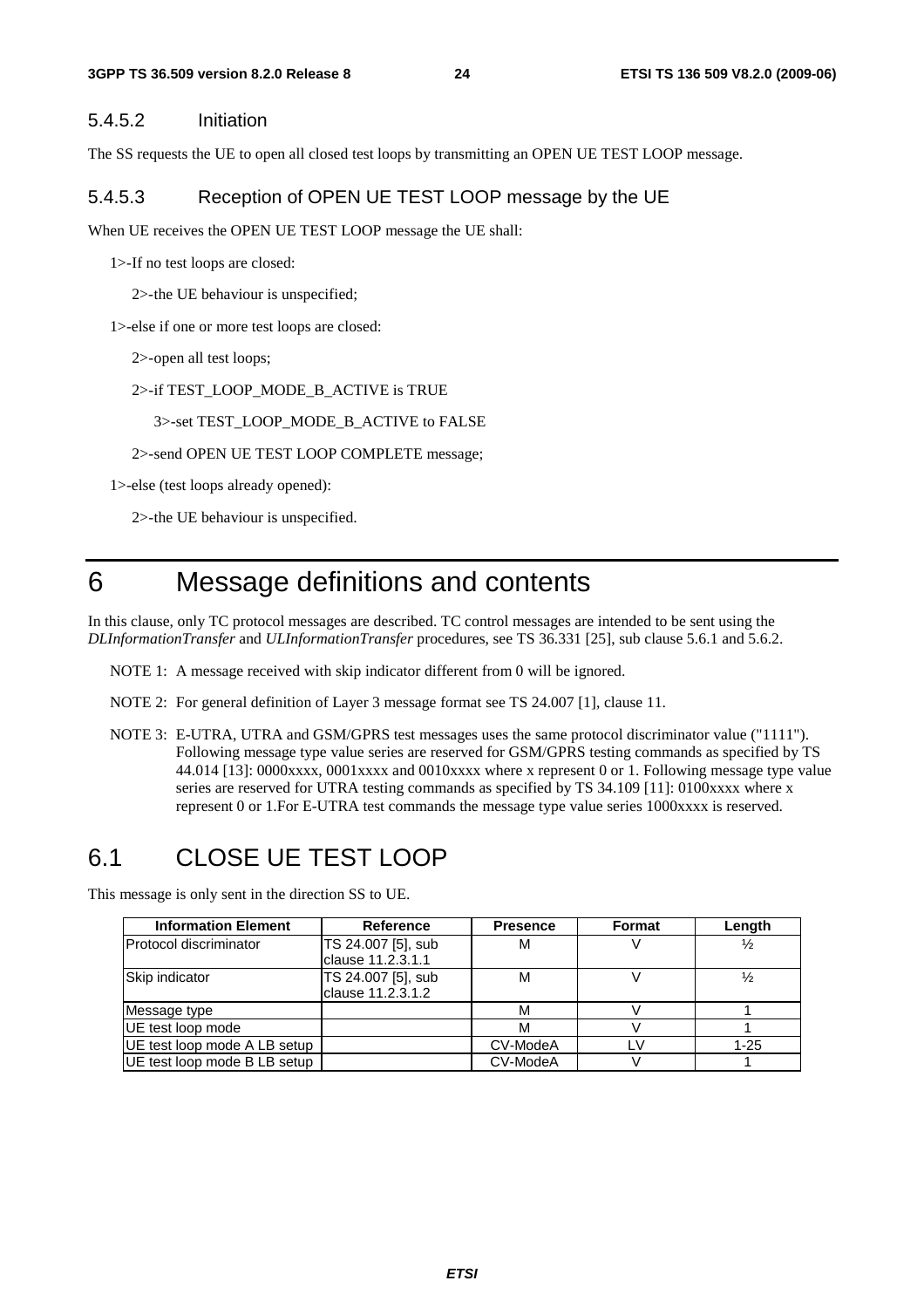#### 5.4.5.2 Initiation

The SS requests the UE to open all closed test loops by transmitting an OPEN UE TEST LOOP message.

#### 5.4.5.3 Reception of OPEN UE TEST LOOP message by the UE

When UE receives the OPEN UE TEST LOOP message the UE shall:

1>-If no test loops are closed:

2>-the UE behaviour is unspecified;

1>-else if one or more test loops are closed:

2>-open all test loops;

2>-if TEST_LOOP_MODE_B_ACTIVE is TRUE

3>-set TEST_LOOP_MODE_B_ACTIVE to FALSE

2>-send OPEN UE TEST LOOP COMPLETE message;

1>-else (test loops already opened):

2>-the UE behaviour is unspecified.

# 6 Message definitions and contents

In this clause, only TC protocol messages are described. TC control messages are intended to be sent using the *DLInformationTransfer* and *ULInformationTransfer* procedures, see TS 36.331 [25], sub clause 5.6.1 and 5.6.2.

NOTE 1: A message received with skip indicator different from 0 will be ignored.

NOTE 2: For general definition of Layer 3 message format see TS 24.007 [1], clause 11.

NOTE 3: E-UTRA, UTRA and GSM/GPRS test messages uses the same protocol discriminator value ("1111"). Following message type value series are reserved for GSM/GPRS testing commands as specified by TS 44.014 [13]: 0000xxxx, 0001xxxx and 0010xxxx where x represent 0 or 1. Following message type value series are reserved for UTRA testing commands as specified by TS 34.109 [11]: 0100xxxx where x represent 0 or 1.For E-UTRA test commands the message type value series 1000xxxx is reserved.

## 6.1 CLOSE UE TEST LOOP

This message is only sent in the direction SS to UE.

| Information Element | Reference | Presence | Format | Length |
|---|---|---|---|---|
| Protocol discriminator | TS 24.007 [5], sub clause 11.2.3.1.1 | M | V | ½ |
| Skip indicator | TS 24.007 [5], sub clause 11.2.3.1.2 | M | V | ½ |
| Message type | | M | V | 1 |
| UE test loop mode | | M | V | 1 |
| UE test loop mode A LB setup | | CV-ModeA | LV | 1-25 |
| UE test loop mode B LB setup | | CV-ModeA | V | 1 |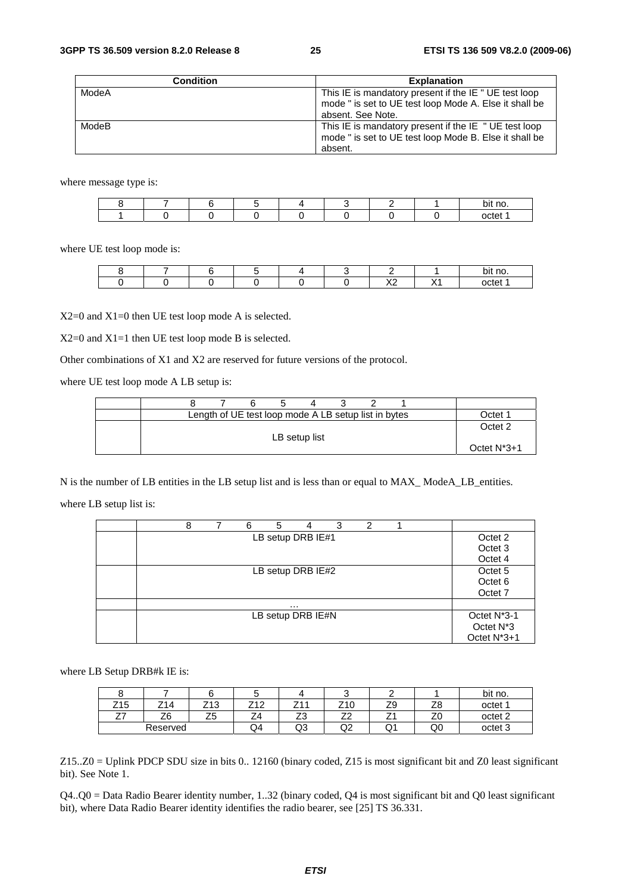| Condition | Explanation |
|---|---|
| ModeA | This IE is mandatory present if the IE " UE test loop mode " is set to UE test loop Mode A. Else it shall be absent. See Note. |
| ModeB | This IE is mandatory present if the IE " UE test loop mode " is set to UE test loop Mode B. Else it shall be absent. |

where message type is:

| 8 | 7 | 6 | 5 | 4 | 3 | 2 | 1 | bit no. |
|---|---|---|---|---|---|---|---|---|
| 1 | 0 | 0 | 0 | 0 | 0 | 0 | 0 | octet 1 |

where UE test loop mode is:

| 8 | 7 | 6 | 5 | 4 | 3 | 2 | 1 | bit no. |
|---|---|---|---|---|---|---|---|---|
| 0 | 0 | 0 | 0 | 0 | 0 | X2 | X1 | octet 1 |

X2=0 and X1=0 then UE test loop mode A is selected.

X2=0 and X1=1 then UE test loop mode B is selected.

Other combinations of X1 and X2 are reserved for future versions of the protocol.

where UE test loop mode A LB setup is:

| | 8 7 6 5 4 3 2 1 | |
|---|---|---|
| | Length of UE test loop mode A LB setup list in bytes | Octet 1 |
| | LB setup list | Octet 2<br>Octet N*3+1 |

N is the number of LB entities in the LB setup list and is less than or equal to MAX_ ModeA_LB_entities.

where LB setup list is:

| | 8 7 6 5 4 3 2 1 | |
|---|---|---|
| | LB setup DRB IE#1 | Octet 2<br>Octet 3<br>Octet 4 |
| | LB setup DRB IE#2 | Octet 5<br>Octet 6<br>Octet 7 |
| | … | |
| | LB setup DRB IE#N | Octet N*3-1<br>Octet N*3<br>Octet N*3+1 |

where LB Setup DRB#k IE is:

| 8 | 7 | 6 | 5 | 4 | 3 | 2 | 1 | bit no. |
|---|---|---|---|---|---|---|---|---|
| Z15 | Z14 | Z13 | Z12 | Z11 | Z10 | Z9 | Z8 | octet 1 |
| Z7 | Z6 | Z5 | Z4 | Z3 | Z2 | Z1 | Z0 | octet 2 |
| Reserved | | | Q4 | Q3 | Q2 | Q1 | Q0 | octet 3 |

Z15..Z0 = Uplink PDCP SDU size in bits 0.. 12160 (binary coded, Z15 is most significant bit and Z0 least significant bit). See Note 1.

Q4..Q0 = Data Radio Bearer identity number, 1..32 (binary coded, Q4 is most significant bit and Q0 least significant bit), where Data Radio Bearer identity identifies the radio bearer, see [25] TS 36.331.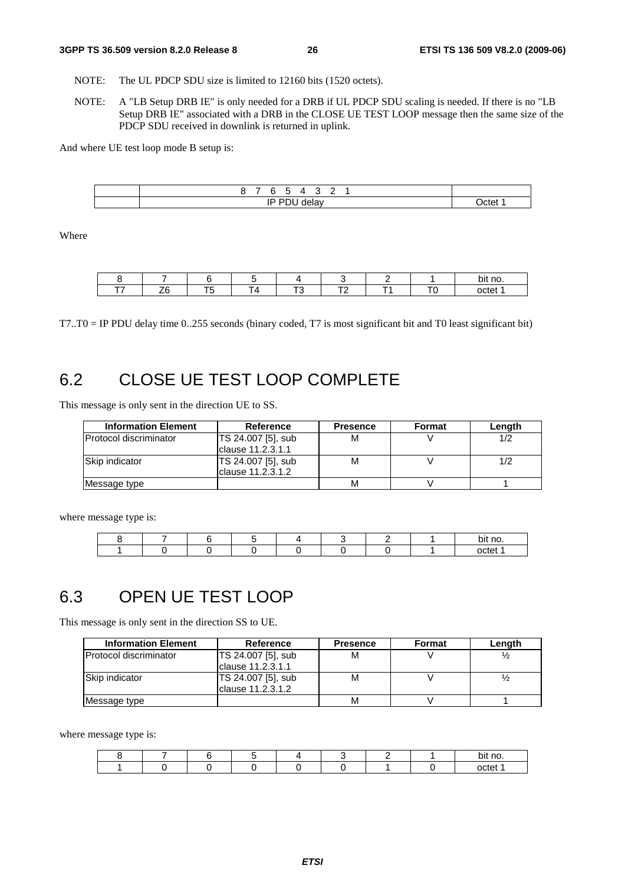NOTE: The UL PDCP SDU size is limited to 12160 bits (1520 octets).

NOTE: A "LB Setup DRB IE" is only needed for a DRB if UL PDCP SDU scaling is needed. If there is no "LB Setup DRB IE" associated with a DRB in the CLOSE UE TEST LOOP message then the same size of the PDCP SDU received in downlink is returned in uplink.

And where UE test loop mode B setup is:

| | 8 7 6 5 4 3 2 1 | |
|---|---|---|
| | IP PDU delay | Octet 1 |

Where

| 8 | 7 | 6 | 5 | 4 | 3 | 2 | 1 | bit no. |
|---|---|---|---|---|---|---|---|---|
| T7 | Z6 | T5 | T4 | T3 | T2 | T1 | T0 | octet 1 |

T7..T0 = IP PDU delay time 0..255 seconds (binary coded, T7 is most significant bit and T0 least significant bit)

# 6.2 CLOSE UE TEST LOOP COMPLETE

This message is only sent in the direction UE to SS.

| Information Element | Reference | Presence | Format | Length |
|---|---|---|---|---|
| Protocol discriminator | TS 24.007 [5], sub clause 11.2.3.1.1 | M | V | 1/2 |
| Skip indicator | TS 24.007 [5], sub clause 11.2.3.1.2 | M | V | 1/2 |
| Message type | | M | V | 1 |

where message type is:

| 8 | 7 | 6 | 5 | 4 | 3 | 2 | 1 | bit no. |
|---|---|---|---|---|---|---|---|---|
| 1 | 0 | 0 | 0 | 0 | 0 | 0 | 1 | octet 1 |

# 6.3 OPEN UE TEST LOOP

This message is only sent in the direction SS to UE.

| Information Element | Reference | Presence | Format | Length |
|---|---|---|---|---|
| Protocol discriminator | TS 24.007 [5], sub clause 11.2.3.1.1 | M | V | ½ |
| Skip indicator | TS 24.007 [5], sub clause 11.2.3.1.2 | M | V | ½ |
| Message type | | M | V | 1 |

where message type is:

| 8 | 7 | 6 | 5 | 4 | 3 | 2 | 1 | bit no. |
|---|---|---|---|---|---|---|---|---|
| 1 | 0 | 0 | 0 | 0 | 0 | 1 | 0 | octet 1 |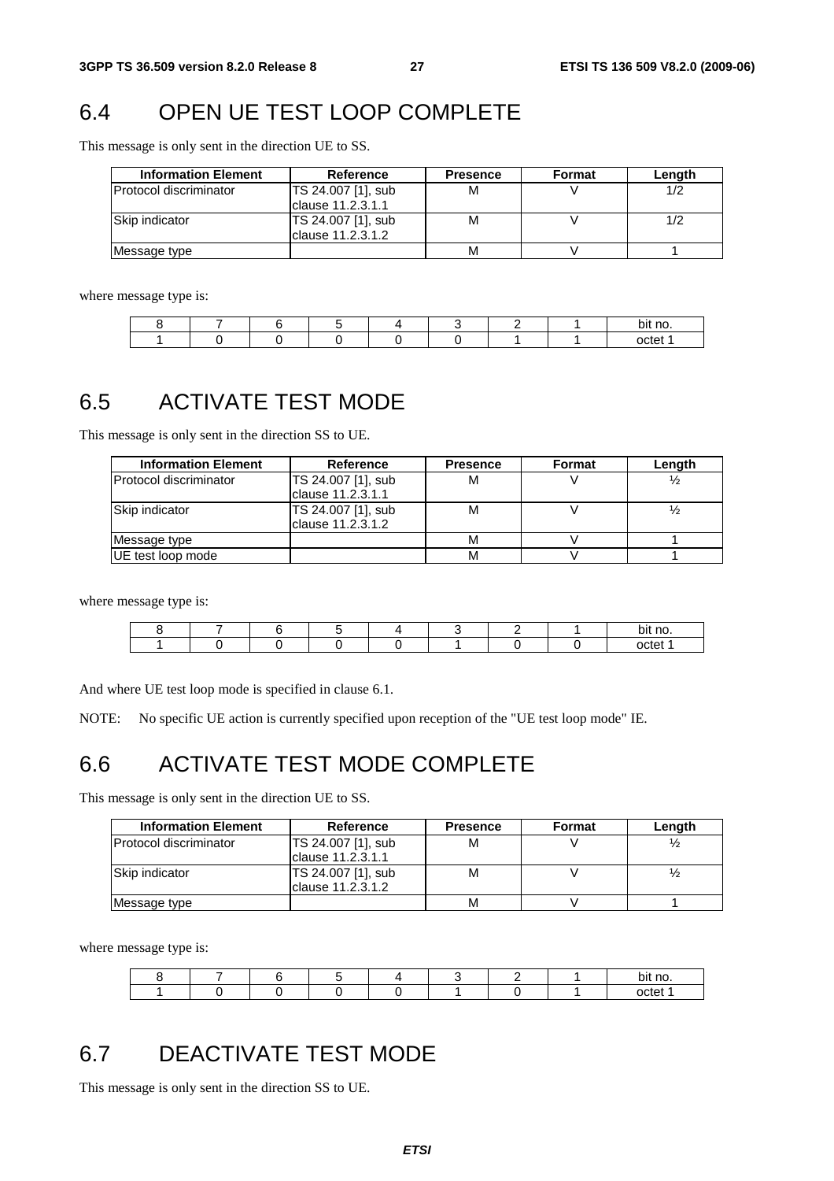## 6.4 OPEN UE TEST LOOP COMPLETE

This message is only sent in the direction UE to SS.

| Information Element | Reference | Presence | Format | Length |
|---|---|---|---|---|
| Protocol discriminator | TS 24.007 [1], sub clause 11.2.3.1.1 | M | V | 1/2 |
| Skip indicator | TS 24.007 [1], sub clause 11.2.3.1.2 | M | V | 1/2 |
| Message type | | M | V | 1 |

where message type is:

| 8 | 7 | 6 | 5 | 4 | 3 | 2 | 1 | bit no. |
|---|---|---|---|---|---|---|---|---|
| 1 | 0 | 0 | 0 | 0 | 0 | 1 | 1 | octet 1 |

## 6.5 ACTIVATE TEST MODE

This message is only sent in the direction SS to UE.

| Information Element | Reference | Presence | Format | Length |
|---|---|---|---|---|
| Protocol discriminator | TS 24.007 [1], sub clause 11.2.3.1.1 | M | V | ½ |
| Skip indicator | TS 24.007 [1], sub clause 11.2.3.1.2 | M | V | ½ |
| Message type | | M | V | 1 |
| UE test loop mode | | M | V | 1 |

where message type is:

| 8 | 7 | 6 | 5 | 4 | 3 | 2 | 1 | bit no. |
|---|---|---|---|---|---|---|---|---|
| 1 | 0 | 0 | 0 | 0 | 1 | 0 | 0 | octet 1 |

And where UE test loop mode is specified in clause 6.1.

NOTE: No specific UE action is currently specified upon reception of the "UE test loop mode" IE.

## 6.6 ACTIVATE TEST MODE COMPLETE

This message is only sent in the direction UE to SS.

| Information Element | Reference | Presence | Format | Length |
|---|---|---|---|---|
| Protocol discriminator | TS 24.007 [1], sub clause 11.2.3.1.1 | M | V | ½ |
| Skip indicator | TS 24.007 [1], sub clause 11.2.3.1.2 | M | V | ½ |
| Message type | | M | V | 1 |

where message type is:

| 8 | 7 | 6 | 5 | 4 | 3 | 2 | 1 | bit no. |
|---|---|---|---|---|---|---|---|---|
| 1 | 0 | 0 | 0 | 0 | 1 | 0 | 1 | octet 1 |

## 6.7 DEACTIVATE TEST MODE

This message is only sent in the direction SS to UE.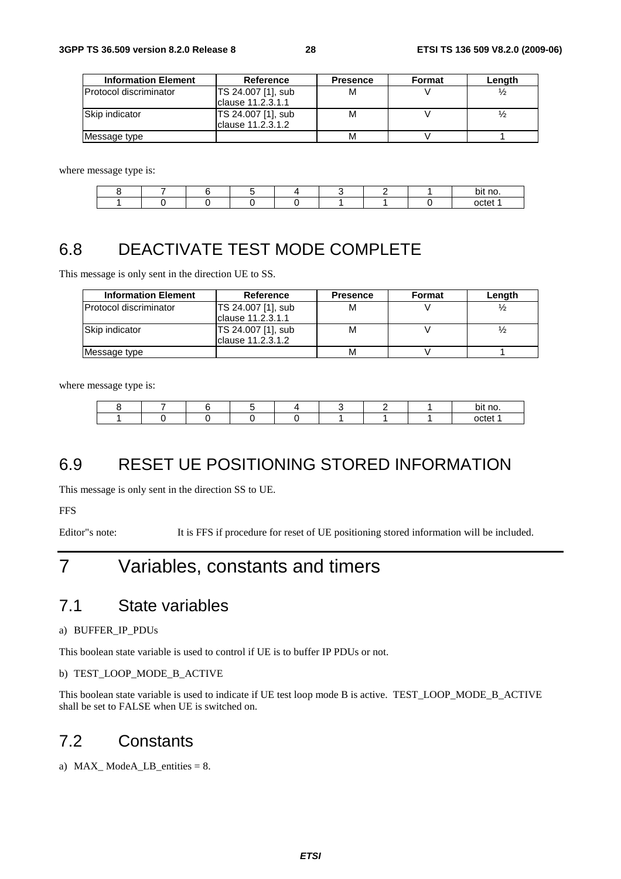| Information Element | Reference | Presence | Format | Length |
|---|---|---|---|---|
| Protocol discriminator | TS 24.007 [1], sub clause 11.2.3.1.1 | M | V | ½ |
| Skip indicator | TS 24.007 [1], sub clause 11.2.3.1.2 | M | V | ½ |
| Message type | | M | V | 1 |

where message type is:

| 8 | 7 | 6 | 5 | 4 | 3 | 2 | 1 | bit no. |
|---|---|---|---|---|---|---|---|---|
| 1 | 0 | 0 | 0 | 0 | 1 | 1 | 0 | octet 1 |

## 6.8 DEACTIVATE TEST MODE COMPLETE

This message is only sent in the direction UE to SS.

| Information Element | Reference | Presence | Format | Length |
|---|---|---|---|---|
| Protocol discriminator | TS 24.007 [1], sub clause 11.2.3.1.1 | M | V | ½ |
| Skip indicator | TS 24.007 [1], sub clause 11.2.3.1.2 | M | V | ½ |
| Message type | | M | V | 1 |

where message type is:

| 8 | 7 | 6 | 5 | 4 | 3 | 2 | 1 | bit no. |
|---|---|---|---|---|---|---|---|---|
| 1 | 0 | 0 | 0 | 0 | 1 | 1 | 1 | octet 1 |

## 6.9 RESET UE POSITIONING STORED INFORMATION

This message is only sent in the direction SS to UE.

FFS

Editor"s note: It is FFS if procedure for reset of UE positioning stored information will be included.

# 7 Variables, constants and timers

## 7.1 State variables

a) BUFFER_IP_PDUs

This boolean state variable is used to control if UE is to buffer IP PDUs or not.

b) TEST_LOOP_MODE_B_ACTIVE

This boolean state variable is used to indicate if UE test loop mode B is active. TEST_LOOP_MODE_B_ACTIVE shall be set to FALSE when UE is switched on.

## 7.2 Constants

a) MAX_ ModeA_LB_entities = 8.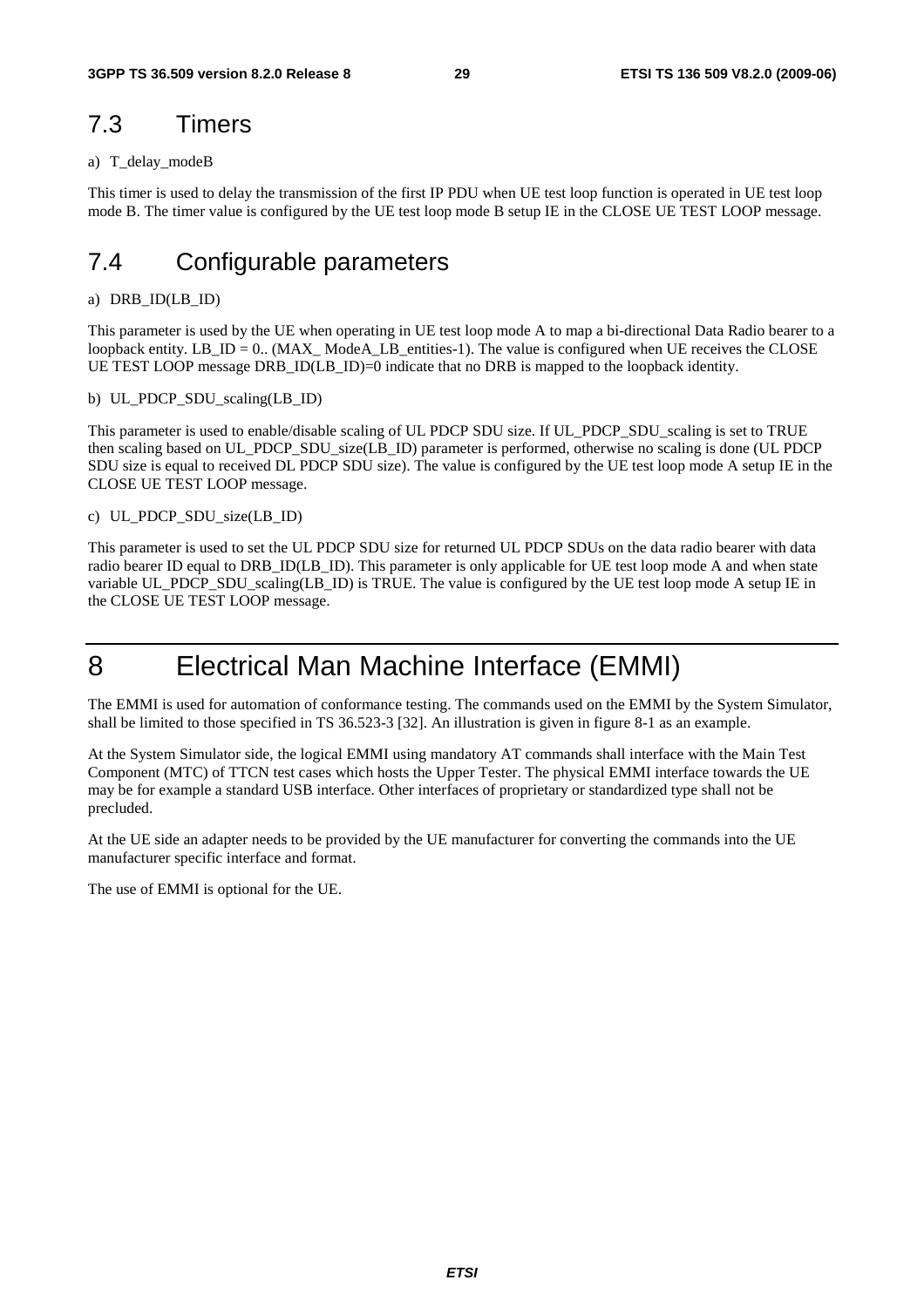## 7.3 Timers

a) T_delay_modeB

This timer is used to delay the transmission of the first IP PDU when UE test loop function is operated in UE test loop mode B. The timer value is configured by the UE test loop mode B setup IE in the CLOSE UE TEST LOOP message.

## 7.4 Configurable parameters

a) DRB_ID(LB_ID)

This parameter is used by the UE when operating in UE test loop mode A to map a bi-directional Data Radio bearer to a loopback entity. LB_ID = 0.. (MAX_ ModeA_LB_entities-1). The value is configured when UE receives the CLOSE UE TEST LOOP message DRB_ID(LB_ID)=0 indicate that no DRB is mapped to the loopback identity.

b) UL_PDCP_SDU_scaling(LB_ID)

This parameter is used to enable/disable scaling of UL PDCP SDU size. If UL_PDCP_SDU_scaling is set to TRUE then scaling based on UL_PDCP_SDU_size(LB_ID) parameter is performed, otherwise no scaling is done (UL PDCP SDU size is equal to received DL PDCP SDU size). The value is configured by the UE test loop mode A setup IE in the CLOSE UE TEST LOOP message.

c) UL_PDCP_SDU_size(LB_ID)

This parameter is used to set the UL PDCP SDU size for returned UL PDCP SDUs on the data radio bearer with data radio bearer ID equal to DRB_ID(LB_ID). This parameter is only applicable for UE test loop mode A and when state variable UL_PDCP_SDU_scaling(LB_ID) is TRUE. The value is configured by the UE test loop mode A setup IE in the CLOSE UE TEST LOOP message.

# 8 Electrical Man Machine Interface (EMMI)

The EMMI is used for automation of conformance testing. The commands used on the EMMI by the System Simulator, shall be limited to those specified in TS 36.523-3 [32]. An illustration is given in figure 8-1 as an example.

At the System Simulator side, the logical EMMI using mandatory AT commands shall interface with the Main Test Component (MTC) of TTCN test cases which hosts the Upper Tester. The physical EMMI interface towards the UE may be for example a standard USB interface. Other interfaces of proprietary or standardized type shall not be precluded.

At the UE side an adapter needs to be provided by the UE manufacturer for converting the commands into the UE manufacturer specific interface and format.

The use of EMMI is optional for the UE.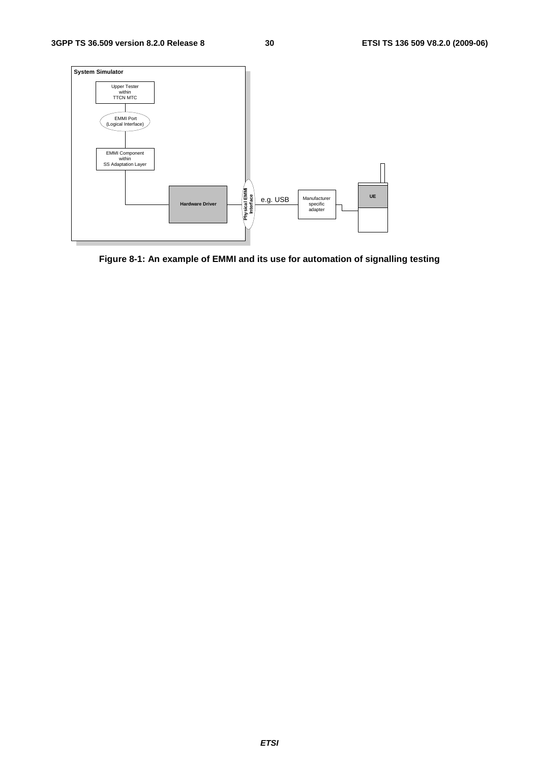Figure 8-1: An example of EMMI and its use for automation of signalling testing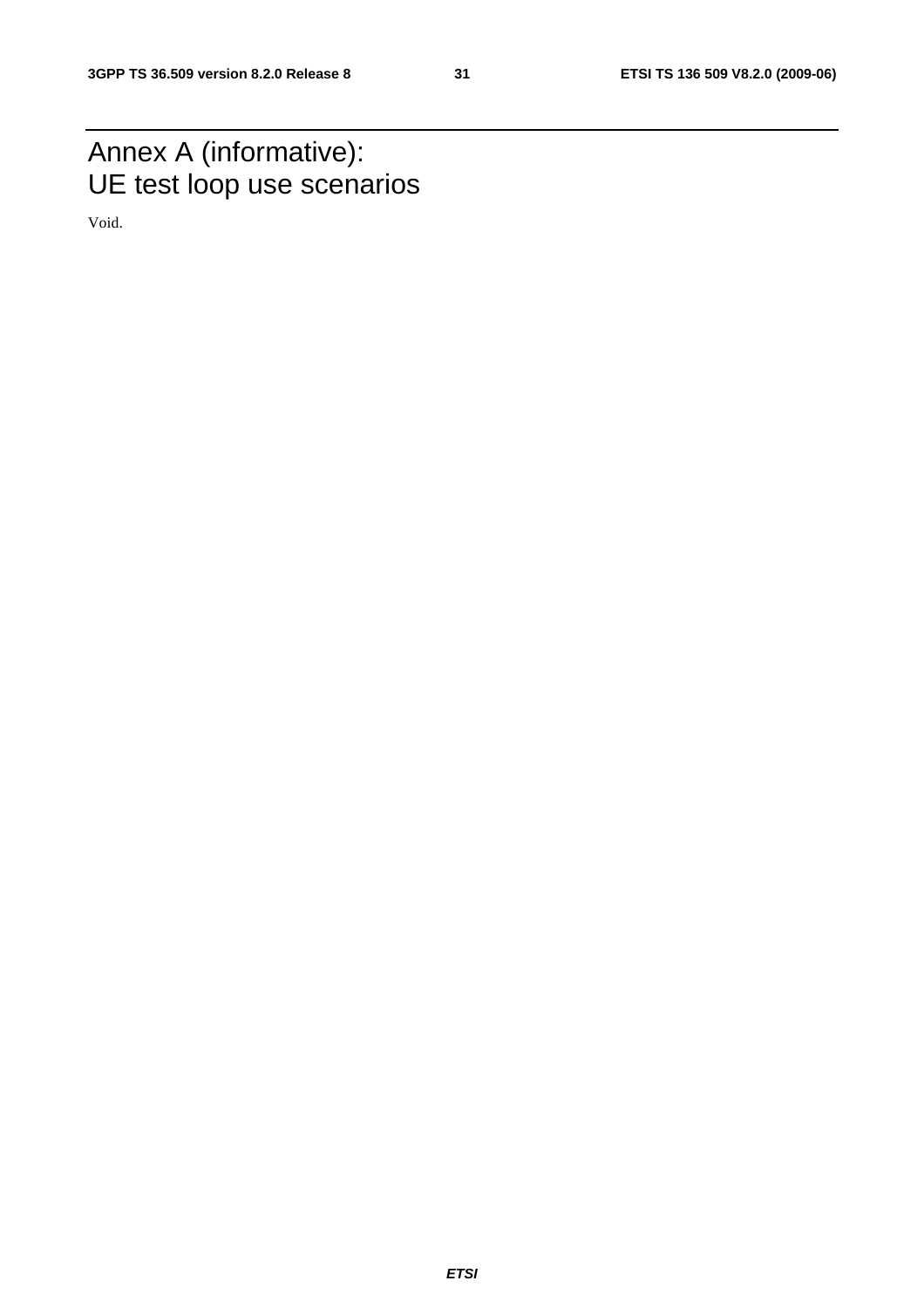# Annex A (informative): UE test loop use scenarios

Void.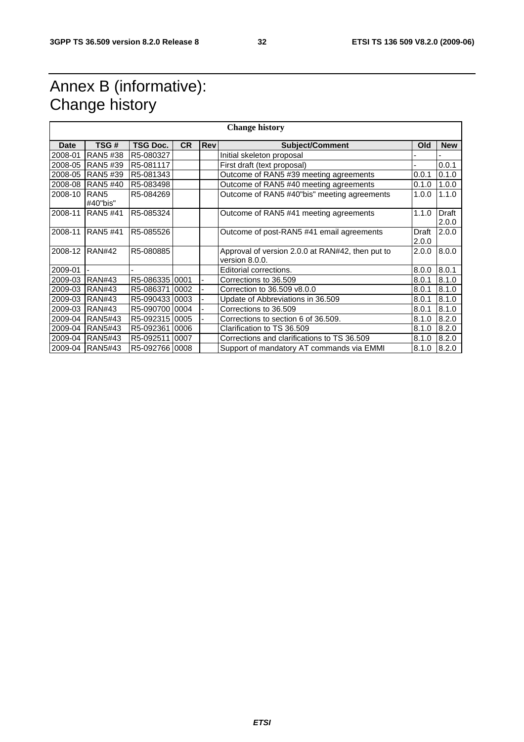# Annex B (informative): Change history

| Change history | | | | | | | |
|---|---|---|---|---|---|---|---|
| **Date** | **TSG #** | **TSG Doc.** | **CR** | **Rev** | **Subject/Comment** | **Old** | **New** |
| 2008-01 | RAN5 #38 | R5-080327 | | | Initial skeleton proposal | - | - |
| 2008-05 | RAN5 #39 | R5-081117 | | | First draft (text proposal) | - | 0.0.1 |
| 2008-05 | RAN5 #39 | R5-081343 | | | Outcome of RAN5 #39 meeting agreements | 0.0.1 | 0.1.0 |
| 2008-08 | RAN5 #40 | R5-083498 | | | Outcome of RAN5 #40 meeting agreements | 0.1.0 | 1.0.0 |
| 2008-10 | RAN5 #40"bis" | R5-084269 | | | Outcome of RAN5 #40"bis" meeting agreements | 1.0.0 | 1.1.0 |
| 2008-11 | RAN5 #41 | R5-085324 | | | Outcome of RAN5 #41 meeting agreements | 1.1.0 | Draft 2.0.0 |
| 2008-11 | RAN5 #41 | R5-085526 | | | Outcome of post-RAN5 #41 email agreements | Draft 2.0.0 | 2.0.0 |
| 2008-12 | RAN#42 | R5-080885 | | | Approval of version 2.0.0 at RAN#42, then put to version 8.0.0. | 2.0.0 | 8.0.0 |
| 2009-01 | - | - | | | Editorial corrections. | 8.0.0 | 8.0.1 |
| 2009-03 | RAN#43 | R5-086335 | 0001 | - | Corrections to 36.509 | 8.0.1 | 8.1.0 |
| 2009-03 | RAN#43 | R5-086371 | 0002 | - | Correction to 36.509 v8.0.0 | 8.0.1 | 8.1.0 |
| 2009-03 | RAN#43 | R5-090433 | 0003 | - | Update of Abbreviations in 36.509 | 8.0.1 | 8.1.0 |
| 2009-03 | RAN#43 | R5-090700 | 0004 | - | Corrections to 36.509 | 8.0.1 | 8.1.0 |
| 2009-04 | RAN5#43 | R5-092315 | 0005 | - | Corrections to section 6 of 36.509. | 8.1.0 | 8.2.0 |
| 2009-04 | RAN5#43 | R5-092361 | 0006 | | Clarification to TS 36.509 | 8.1.0 | 8.2.0 |
| 2009-04 | RAN5#43 | R5-092511 | 0007 | | Corrections and clarifications to TS 36.509 | 8.1.0 | 8.2.0 |
| 2009-04 | RAN5#43 | R5-092766 | 0008 | | Support of mandatory AT commands via EMMI | 8.1.0 | 8.2.0 |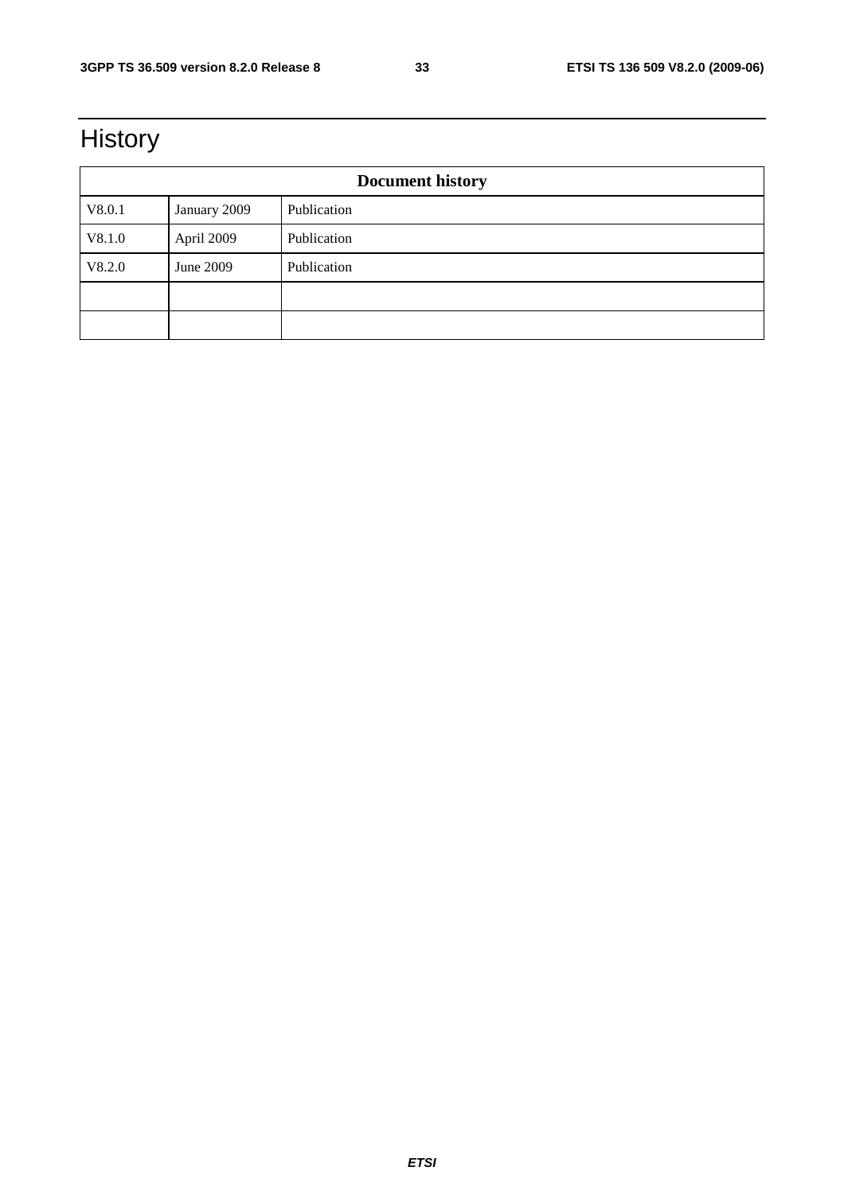# History

| Document history | | |
|---|---|---|
| V8.0.1 | January 2009 | Publication |
| V8.1.0 | April 2009 | Publication |
| V8.2.0 | June 2009 | Publication |
| | | |
| | | |